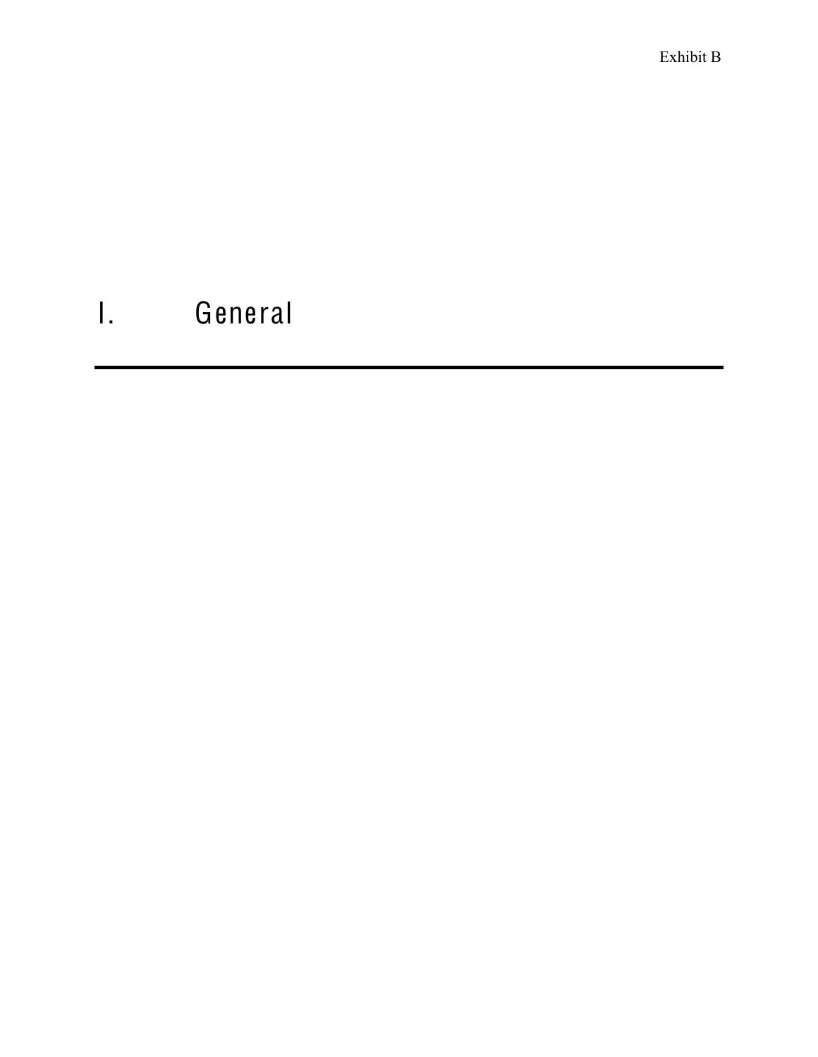Exhibit B

# I. General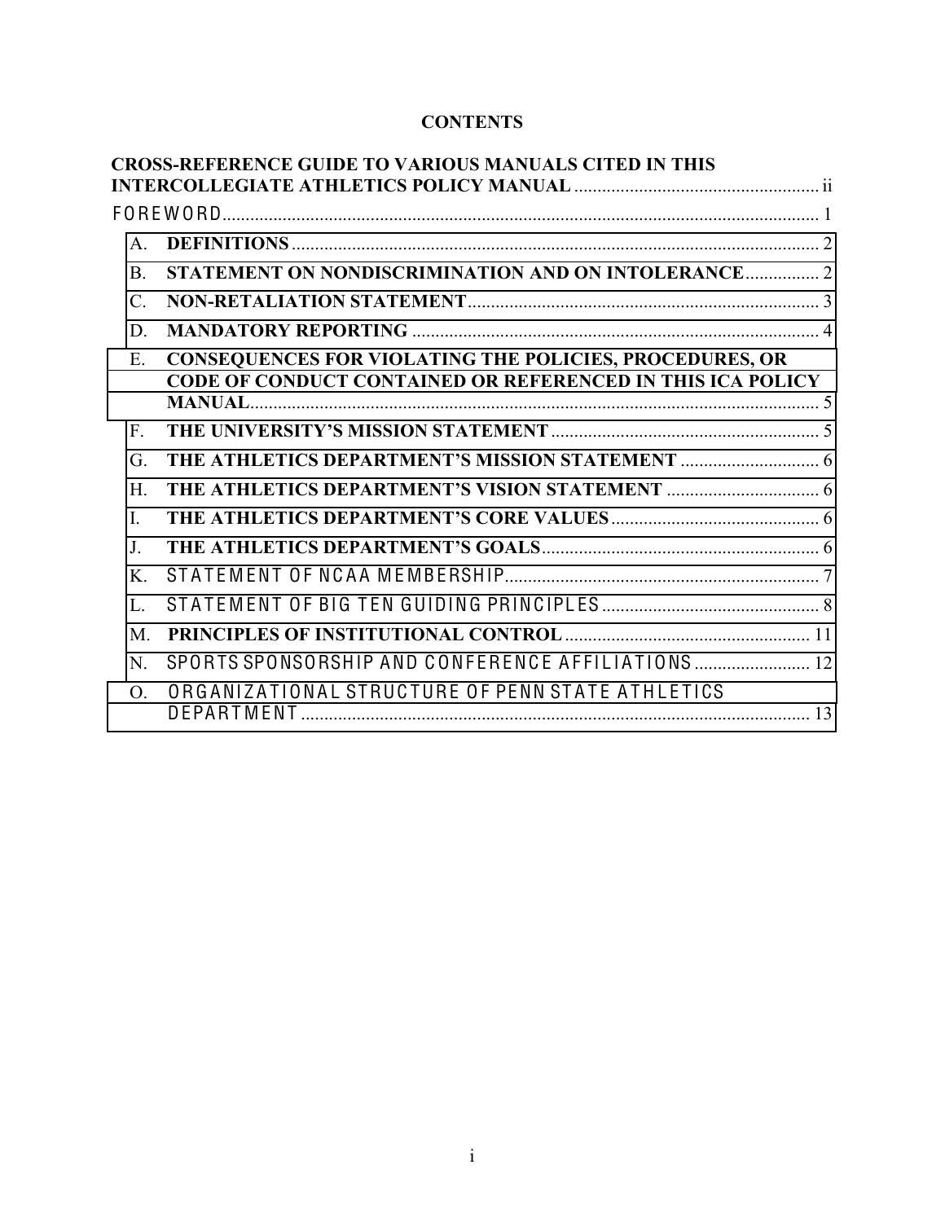# CONTENTS

**CROSS-REFERENCE GUIDE TO VARIOUS MANUALS CITED IN THIS INTERCOLLEGIATE ATHLETICS POLICY MANUAL** ..................................................... ii

FOREWORD ................................................................................................................. 1

| | | |
|---|---|---|
| A. | **DEFINITIONS** ................................................................................................. | 2 |
| B. | **STATEMENT ON NONDISCRIMINATION AND ON INTOLERANCE** ................ | 2 |
| C. | **NON-RETALIATION STATEMENT** ............................................................................ | 3 |
| D. | **MANDATORY REPORTING** ........................................................................................ | 4 |
| E. | **CONSEQUENCES FOR VIOLATING THE POLICIES, PROCEDURES, OR CODE OF CONDUCT CONTAINED OR REFERENCED IN THIS ICA POLICY MANUAL** ............................................................................................................ | 5 |
| F. | **THE UNIVERSITY'S MISSION STATEMENT** ........................................................... | 5 |
| G. | **THE ATHLETICS DEPARTMENT'S MISSION STATEMENT** .............................. | 6 |
| H. | **THE ATHLETICS DEPARTMENT'S VISION STATEMENT** ................................. | 6 |
| I. | **THE ATHLETICS DEPARTMENT'S CORE VALUES** ............................................. | 6 |
| J. | **THE ATHLETICS DEPARTMENT'S GOALS** ............................................................ | 6 |
| K. | STATEMENT OF NCAA MEMBERSHIP ..................................................................... | 7 |
| L. | STATEMENT OF BIG TEN GUIDING PRINCIPLES ............................................... | 8 |
| M. | **PRINCIPLES OF INSTITUTIONAL CONTROL** ..................................................... | 11 |
| N. | SPORTS SPONSORSHIP AND CONFERENCE AFFILIATIONS ......................... | 12 |
| O. | ORGANIZATIONAL STRUCTURE OF PENN STATE ATHLETICS DEPARTMENT ............................................................................................................... | 13 |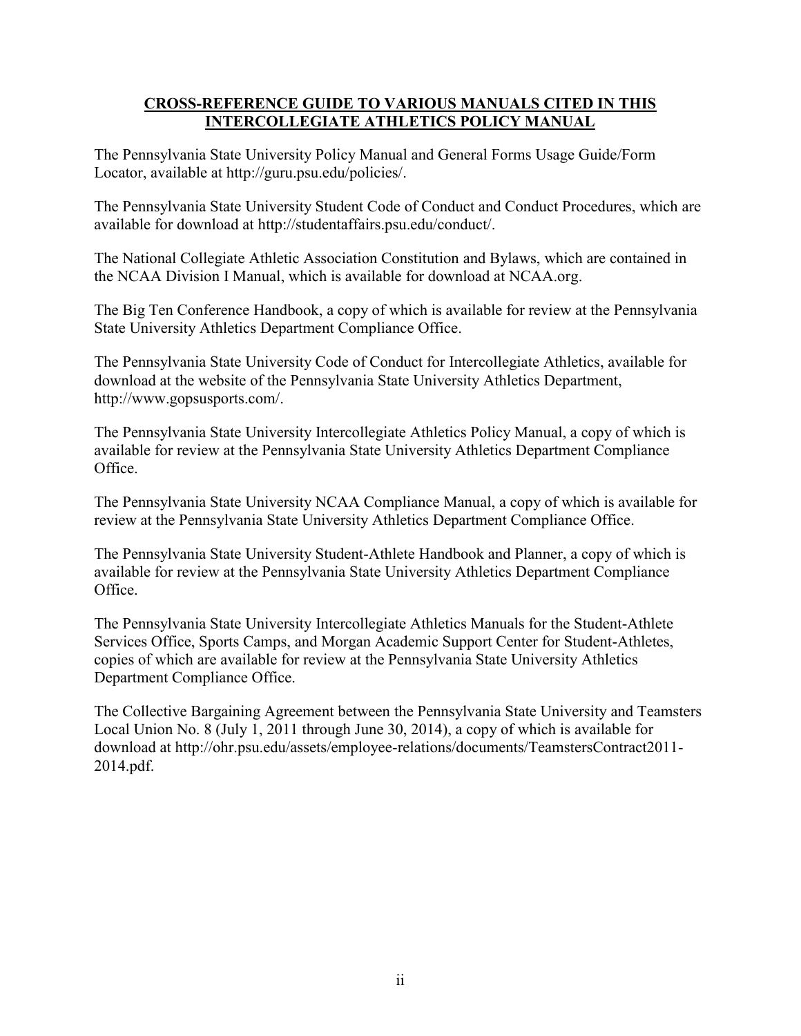## CROSS-REFERENCE GUIDE TO VARIOUS MANUALS CITED IN THIS INTERCOLLEGIATE ATHLETICS POLICY MANUAL

The Pennsylvania State University Policy Manual and General Forms Usage Guide/Form Locator, available at http://guru.psu.edu/policies/.

The Pennsylvania State University Student Code of Conduct and Conduct Procedures, which are available for download at http://studentaffairs.psu.edu/conduct/.

The National Collegiate Athletic Association Constitution and Bylaws, which are contained in the NCAA Division I Manual, which is available for download at NCAA.org.

The Big Ten Conference Handbook, a copy of which is available for review at the Pennsylvania State University Athletics Department Compliance Office.

The Pennsylvania State University Code of Conduct for Intercollegiate Athletics, available for download at the website of the Pennsylvania State University Athletics Department, http://www.gopsusports.com/.

The Pennsylvania State University Intercollegiate Athletics Policy Manual, a copy of which is available for review at the Pennsylvania State University Athletics Department Compliance Office.

The Pennsylvania State University NCAA Compliance Manual, a copy of which is available for review at the Pennsylvania State University Athletics Department Compliance Office.

The Pennsylvania State University Student-Athlete Handbook and Planner, a copy of which is available for review at the Pennsylvania State University Athletics Department Compliance Office.

The Pennsylvania State University Intercollegiate Athletics Manuals for the Student-Athlete Services Office, Sports Camps, and Morgan Academic Support Center for Student-Athletes, copies of which are available for review at the Pennsylvania State University Athletics Department Compliance Office.

The Collective Bargaining Agreement between the Pennsylvania State University and Teamsters Local Union No. 8 (July 1, 2011 through June 30, 2014), a copy of which is available for download at http://ohr.psu.edu/assets/employee-relations/documents/TeamstersContract2011-2014.pdf.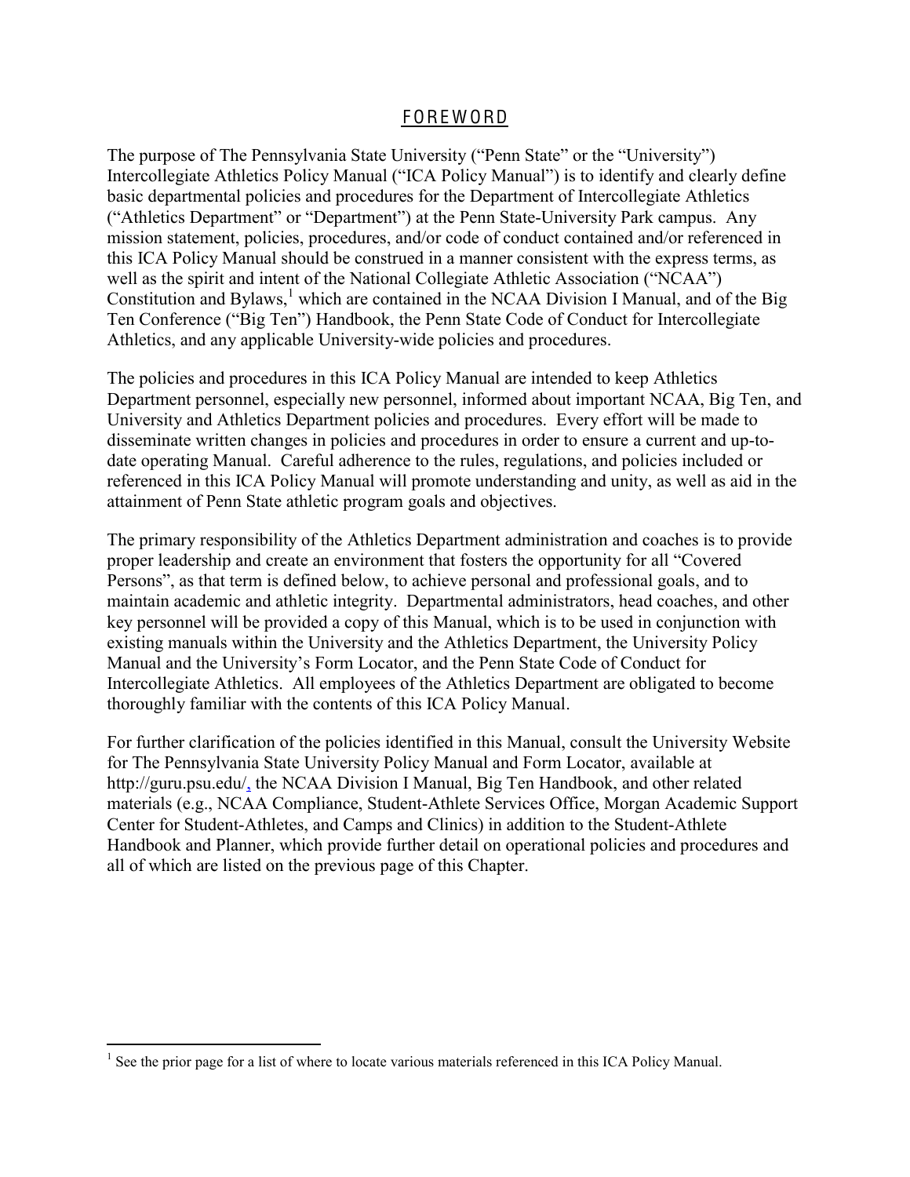# FOREWORD

The purpose of The Pennsylvania State University ("Penn State" or the "University") Intercollegiate Athletics Policy Manual ("ICA Policy Manual") is to identify and clearly define basic departmental policies and procedures for the Department of Intercollegiate Athletics ("Athletics Department" or "Department") at the Penn State-University Park campus. Any mission statement, policies, procedures, and/or code of conduct contained and/or referenced in this ICA Policy Manual should be construed in a manner consistent with the express terms, as well as the spirit and intent of the National Collegiate Athletic Association ("NCAA") Constitution and Bylaws,[1] which are contained in the NCAA Division I Manual, and of the Big Ten Conference ("Big Ten") Handbook, the Penn State Code of Conduct for Intercollegiate Athletics, and any applicable University-wide policies and procedures.

The policies and procedures in this ICA Policy Manual are intended to keep Athletics Department personnel, especially new personnel, informed about important NCAA, Big Ten, and University and Athletics Department policies and procedures. Every effort will be made to disseminate written changes in policies and procedures in order to ensure a current and up-to-date operating Manual. Careful adherence to the rules, regulations, and policies included or referenced in this ICA Policy Manual will promote understanding and unity, as well as aid in the attainment of Penn State athletic program goals and objectives.

The primary responsibility of the Athletics Department administration and coaches is to provide proper leadership and create an environment that fosters the opportunity for all "Covered Persons", as that term is defined below, to achieve personal and professional goals, and to maintain academic and athletic integrity. Departmental administrators, head coaches, and other key personnel will be provided a copy of this Manual, which is to be used in conjunction with existing manuals within the University and the Athletics Department, the University Policy Manual and the University's Form Locator, and the Penn State Code of Conduct for Intercollegiate Athletics. All employees of the Athletics Department are obligated to become thoroughly familiar with the contents of this ICA Policy Manual.

For further clarification of the policies identified in this Manual, consult the University Website for The Pennsylvania State University Policy Manual and Form Locator, available at http://guru.psu.edu/, the NCAA Division I Manual, Big Ten Handbook, and other related materials (e.g., NCAA Compliance, Student-Athlete Services Office, Morgan Academic Support Center for Student-Athletes, and Camps and Clinics) in addition to the Student-Athlete Handbook and Planner, which provide further detail on operational policies and procedures and all of which are listed on the previous page of this Chapter.

---

[1] See the prior page for a list of where to locate various materials referenced in this ICA Policy Manual.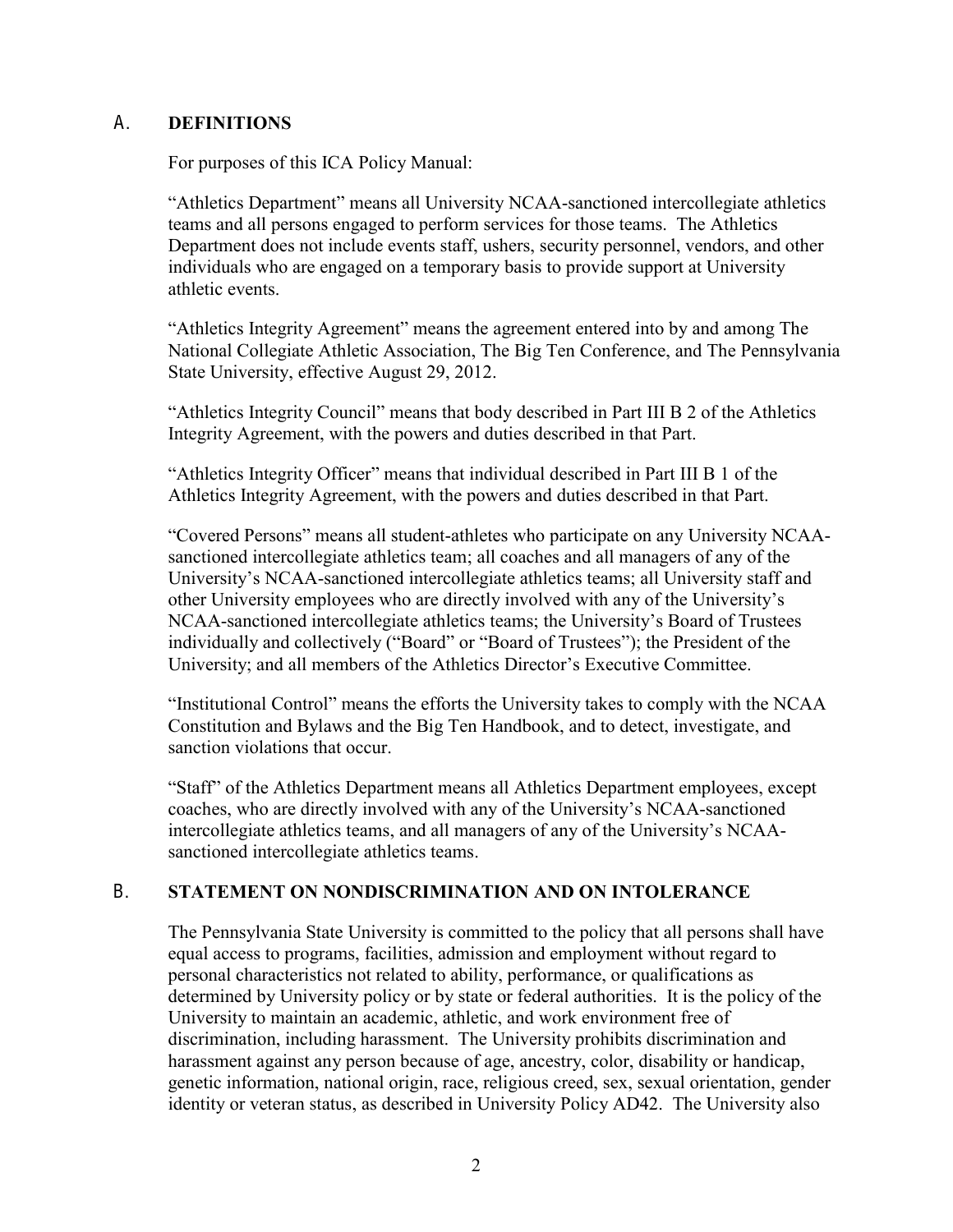## A. DEFINITIONS

For purposes of this ICA Policy Manual:

"Athletics Department" means all University NCAA-sanctioned intercollegiate athletics teams and all persons engaged to perform services for those teams. The Athletics Department does not include events staff, ushers, security personnel, vendors, and other individuals who are engaged on a temporary basis to provide support at University athletic events.

"Athletics Integrity Agreement" means the agreement entered into by and among The National Collegiate Athletic Association, The Big Ten Conference, and The Pennsylvania State University, effective August 29, 2012.

"Athletics Integrity Council" means that body described in Part III B 2 of the Athletics Integrity Agreement, with the powers and duties described in that Part.

"Athletics Integrity Officer" means that individual described in Part III B 1 of the Athletics Integrity Agreement, with the powers and duties described in that Part.

"Covered Persons" means all student-athletes who participate on any University NCAA-sanctioned intercollegiate athletics team; all coaches and all managers of any of the University's NCAA-sanctioned intercollegiate athletics teams; all University staff and other University employees who are directly involved with any of the University's NCAA-sanctioned intercollegiate athletics teams; the University's Board of Trustees individually and collectively ("Board" or "Board of Trustees"); the President of the University; and all members of the Athletics Director's Executive Committee.

"Institutional Control" means the efforts the University takes to comply with the NCAA Constitution and Bylaws and the Big Ten Handbook, and to detect, investigate, and sanction violations that occur.

"Staff" of the Athletics Department means all Athletics Department employees, except coaches, who are directly involved with any of the University's NCAA-sanctioned intercollegiate athletics teams, and all managers of any of the University's NCAA-sanctioned intercollegiate athletics teams.

## B. STATEMENT ON NONDISCRIMINATION AND ON INTOLERANCE

The Pennsylvania State University is committed to the policy that all persons shall have equal access to programs, facilities, admission and employment without regard to personal characteristics not related to ability, performance, or qualifications as determined by University policy or by state or federal authorities. It is the policy of the University to maintain an academic, athletic, and work environment free of discrimination, including harassment. The University prohibits discrimination and harassment against any person because of age, ancestry, color, disability or handicap, genetic information, national origin, race, religious creed, sex, sexual orientation, gender identity or veteran status, as described in University Policy AD42. The University also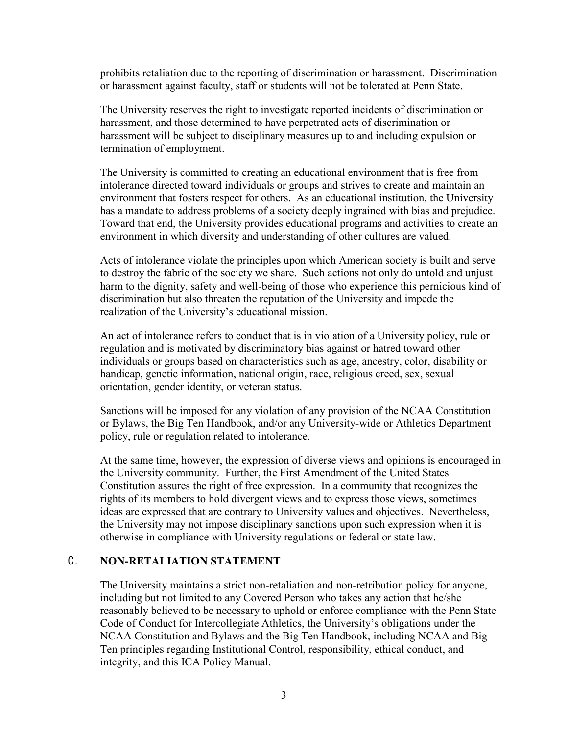prohibits retaliation due to the reporting of discrimination or harassment. Discrimination or harassment against faculty, staff or students will not be tolerated at Penn State.

The University reserves the right to investigate reported incidents of discrimination or harassment, and those determined to have perpetrated acts of discrimination or harassment will be subject to disciplinary measures up to and including expulsion or termination of employment.

The University is committed to creating an educational environment that is free from intolerance directed toward individuals or groups and strives to create and maintain an environment that fosters respect for others. As an educational institution, the University has a mandate to address problems of a society deeply ingrained with bias and prejudice. Toward that end, the University provides educational programs and activities to create an environment in which diversity and understanding of other cultures are valued.

Acts of intolerance violate the principles upon which American society is built and serve to destroy the fabric of the society we share. Such actions not only do untold and unjust harm to the dignity, safety and well-being of those who experience this pernicious kind of discrimination but also threaten the reputation of the University and impede the realization of the University's educational mission.

An act of intolerance refers to conduct that is in violation of a University policy, rule or regulation and is motivated by discriminatory bias against or hatred toward other individuals or groups based on characteristics such as age, ancestry, color, disability or handicap, genetic information, national origin, race, religious creed, sex, sexual orientation, gender identity, or veteran status.

Sanctions will be imposed for any violation of any provision of the NCAA Constitution or Bylaws, the Big Ten Handbook, and/or any University-wide or Athletics Department policy, rule or regulation related to intolerance.

At the same time, however, the expression of diverse views and opinions is encouraged in the University community. Further, the First Amendment of the United States Constitution assures the right of free expression. In a community that recognizes the rights of its members to hold divergent views and to express those views, sometimes ideas are expressed that are contrary to University values and objectives. Nevertheless, the University may not impose disciplinary sanctions upon such expression when it is otherwise in compliance with University regulations or federal or state law.

## C. NON-RETALIATION STATEMENT

The University maintains a strict non-retaliation and non-retribution policy for anyone, including but not limited to any Covered Person who takes any action that he/she reasonably believed to be necessary to uphold or enforce compliance with the Penn State Code of Conduct for Intercollegiate Athletics, the University's obligations under the NCAA Constitution and Bylaws and the Big Ten Handbook, including NCAA and Big Ten principles regarding Institutional Control, responsibility, ethical conduct, and integrity, and this ICA Policy Manual.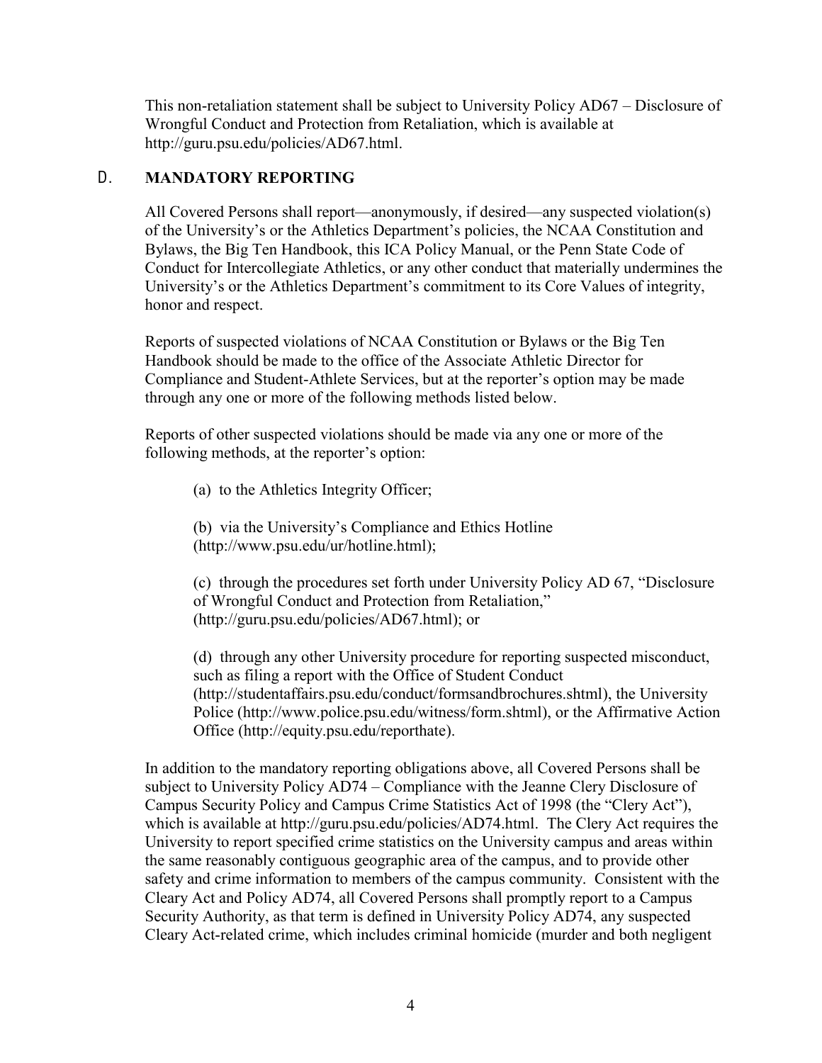This non-retaliation statement shall be subject to University Policy AD67 – Disclosure of Wrongful Conduct and Protection from Retaliation, which is available at http://guru.psu.edu/policies/AD67.html.

## D. MANDATORY REPORTING

All Covered Persons shall report—anonymously, if desired—any suspected violation(s) of the University's or the Athletics Department's policies, the NCAA Constitution and Bylaws, the Big Ten Handbook, this ICA Policy Manual, or the Penn State Code of Conduct for Intercollegiate Athletics, or any other conduct that materially undermines the University's or the Athletics Department's commitment to its Core Values of integrity, honor and respect.

Reports of suspected violations of NCAA Constitution or Bylaws or the Big Ten Handbook should be made to the office of the Associate Athletic Director for Compliance and Student-Athlete Services, but at the reporter's option may be made through any one or more of the following methods listed below.

Reports of other suspected violations should be made via any one or more of the following methods, at the reporter's option:

(a) to the Athletics Integrity Officer;

(b) via the University's Compliance and Ethics Hotline (http://www.psu.edu/ur/hotline.html);

(c) through the procedures set forth under University Policy AD 67, "Disclosure of Wrongful Conduct and Protection from Retaliation," (http://guru.psu.edu/policies/AD67.html); or

(d) through any other University procedure for reporting suspected misconduct, such as filing a report with the Office of Student Conduct (http://studentaffairs.psu.edu/conduct/formsandbrochures.shtml), the University Police (http://www.police.psu.edu/witness/form.shtml), or the Affirmative Action Office (http://equity.psu.edu/reporthate).

In addition to the mandatory reporting obligations above, all Covered Persons shall be subject to University Policy AD74 – Compliance with the Jeanne Clery Disclosure of Campus Security Policy and Campus Crime Statistics Act of 1998 (the "Clery Act"), which is available at http://guru.psu.edu/policies/AD74.html. The Clery Act requires the University to report specified crime statistics on the University campus and areas within the same reasonably contiguous geographic area of the campus, and to provide other safety and crime information to members of the campus community. Consistent with the Cleary Act and Policy AD74, all Covered Persons shall promptly report to a Campus Security Authority, as that term is defined in University Policy AD74, any suspected Cleary Act-related crime, which includes criminal homicide (murder and both negligent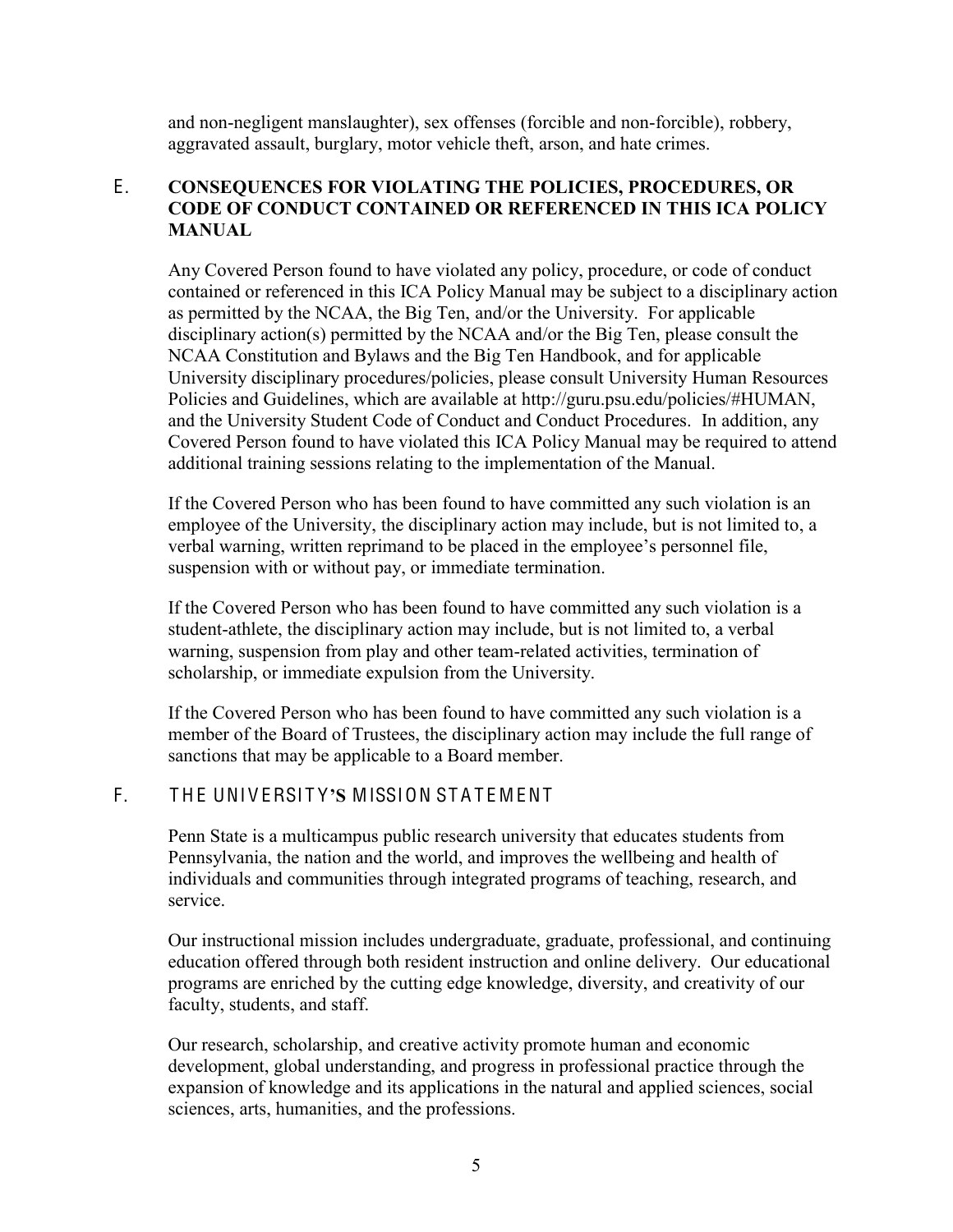and non-negligent manslaughter), sex offenses (forcible and non-forcible), robbery, aggravated assault, burglary, motor vehicle theft, arson, and hate crimes.

## E. CONSEQUENCES FOR VIOLATING THE POLICIES, PROCEDURES, OR CODE OF CONDUCT CONTAINED OR REFERENCED IN THIS ICA POLICY MANUAL

Any Covered Person found to have violated any policy, procedure, or code of conduct contained or referenced in this ICA Policy Manual may be subject to a disciplinary action as permitted by the NCAA, the Big Ten, and/or the University. For applicable disciplinary action(s) permitted by the NCAA and/or the Big Ten, please consult the NCAA Constitution and Bylaws and the Big Ten Handbook, and for applicable University disciplinary procedures/policies, please consult University Human Resources Policies and Guidelines, which are available at http://guru.psu.edu/policies/#HUMAN, and the University Student Code of Conduct and Conduct Procedures. In addition, any Covered Person found to have violated this ICA Policy Manual may be required to attend additional training sessions relating to the implementation of the Manual.

If the Covered Person who has been found to have committed any such violation is an employee of the University, the disciplinary action may include, but is not limited to, a verbal warning, written reprimand to be placed in the employee's personnel file, suspension with or without pay, or immediate termination.

If the Covered Person who has been found to have committed any such violation is a student-athlete, the disciplinary action may include, but is not limited to, a verbal warning, suspension from play and other team-related activities, termination of scholarship, or immediate expulsion from the University.

If the Covered Person who has been found to have committed any such violation is a member of the Board of Trustees, the disciplinary action may include the full range of sanctions that may be applicable to a Board member.

## F. THE UNIVERSITY'S MISSION STATEMENT

Penn State is a multicampus public research university that educates students from Pennsylvania, the nation and the world, and improves the wellbeing and health of individuals and communities through integrated programs of teaching, research, and service.

Our instructional mission includes undergraduate, graduate, professional, and continuing education offered through both resident instruction and online delivery. Our educational programs are enriched by the cutting edge knowledge, diversity, and creativity of our faculty, students, and staff.

Our research, scholarship, and creative activity promote human and economic development, global understanding, and progress in professional practice through the expansion of knowledge and its applications in the natural and applied sciences, social sciences, arts, humanities, and the professions.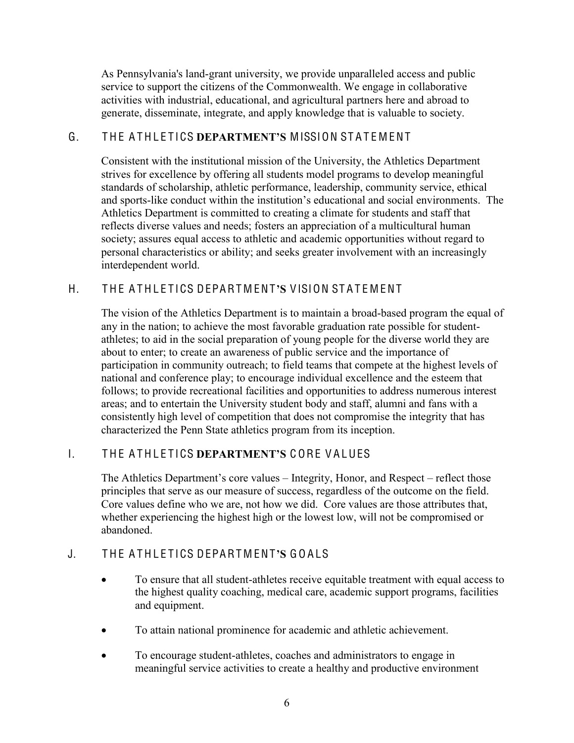As Pennsylvania's land-grant university, we provide unparalleled access and public service to support the citizens of the Commonwealth. We engage in collaborative activities with industrial, educational, and agricultural partners here and abroad to generate, disseminate, integrate, and apply knowledge that is valuable to society.

## G. THE ATHLETICS DEPARTMENT'S MISSION STATEMENT

Consistent with the institutional mission of the University, the Athletics Department strives for excellence by offering all students model programs to develop meaningful standards of scholarship, athletic performance, leadership, community service, ethical and sports-like conduct within the institution's educational and social environments. The Athletics Department is committed to creating a climate for students and staff that reflects diverse values and needs; fosters an appreciation of a multicultural human society; assures equal access to athletic and academic opportunities without regard to personal characteristics or ability; and seeks greater involvement with an increasingly interdependent world.

## H. THE ATHLETICS DEPARTMENT'S VISION STATEMENT

The vision of the Athletics Department is to maintain a broad-based program the equal of any in the nation; to achieve the most favorable graduation rate possible for student-athletes; to aid in the social preparation of young people for the diverse world they are about to enter; to create an awareness of public service and the importance of participation in community outreach; to field teams that compete at the highest levels of national and conference play; to encourage individual excellence and the esteem that follows; to provide recreational facilities and opportunities to address numerous interest areas; and to entertain the University student body and staff, alumni and fans with a consistently high level of competition that does not compromise the integrity that has characterized the Penn State athletics program from its inception.

## I. THE ATHLETICS DEPARTMENT'S CORE VALUES

The Athletics Department's core values – Integrity, Honor, and Respect – reflect those principles that serve as our measure of success, regardless of the outcome on the field. Core values define who we are, not how we did. Core values are those attributes that, whether experiencing the highest high or the lowest low, will not be compromised or abandoned.

## J. THE ATHLETICS DEPARTMENT'S GOALS

- To ensure that all student-athletes receive equitable treatment with equal access to the highest quality coaching, medical care, academic support programs, facilities and equipment.
- To attain national prominence for academic and athletic achievement.
- To encourage student-athletes, coaches and administrators to engage in meaningful service activities to create a healthy and productive environment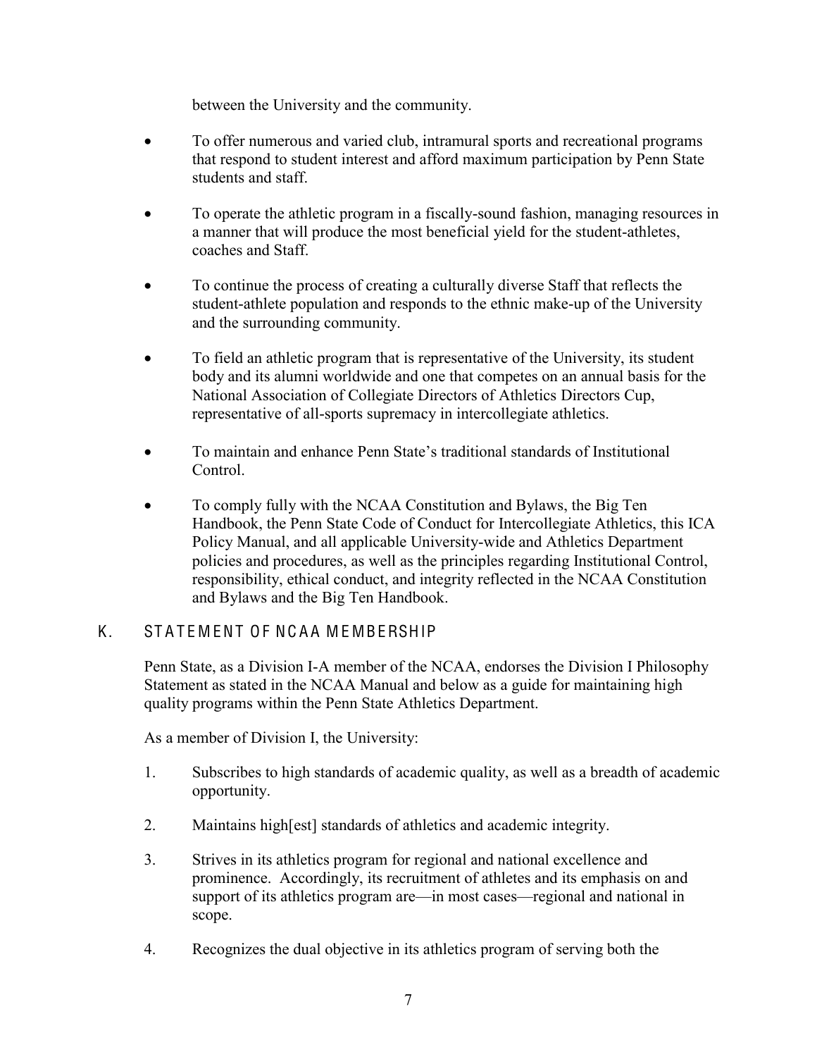between the University and the community.

- To offer numerous and varied club, intramural sports and recreational programs that respond to student interest and afford maximum participation by Penn State students and staff.
- To operate the athletic program in a fiscally-sound fashion, managing resources in a manner that will produce the most beneficial yield for the student-athletes, coaches and Staff.
- To continue the process of creating a culturally diverse Staff that reflects the student-athlete population and responds to the ethnic make-up of the University and the surrounding community.
- To field an athletic program that is representative of the University, its student body and its alumni worldwide and one that competes on an annual basis for the National Association of Collegiate Directors of Athletics Directors Cup, representative of all-sports supremacy in intercollegiate athletics.
- To maintain and enhance Penn State's traditional standards of Institutional Control.
- To comply fully with the NCAA Constitution and Bylaws, the Big Ten Handbook, the Penn State Code of Conduct for Intercollegiate Athletics, this ICA Policy Manual, and all applicable University-wide and Athletics Department policies and procedures, as well as the principles regarding Institutional Control, responsibility, ethical conduct, and integrity reflected in the NCAA Constitution and Bylaws and the Big Ten Handbook.

## K. STATEMENT OF NCAA MEMBERSHIP

Penn State, as a Division I-A member of the NCAA, endorses the Division I Philosophy Statement as stated in the NCAA Manual and below as a guide for maintaining high quality programs within the Penn State Athletics Department.

As a member of Division I, the University:

1. Subscribes to high standards of academic quality, as well as a breadth of academic opportunity.
2. Maintains high[est] standards of athletics and academic integrity.
3. Strives in its athletics program for regional and national excellence and prominence. Accordingly, its recruitment of athletes and its emphasis on and support of its athletics program are—in most cases—regional and national in scope.
4. Recognizes the dual objective in its athletics program of serving both the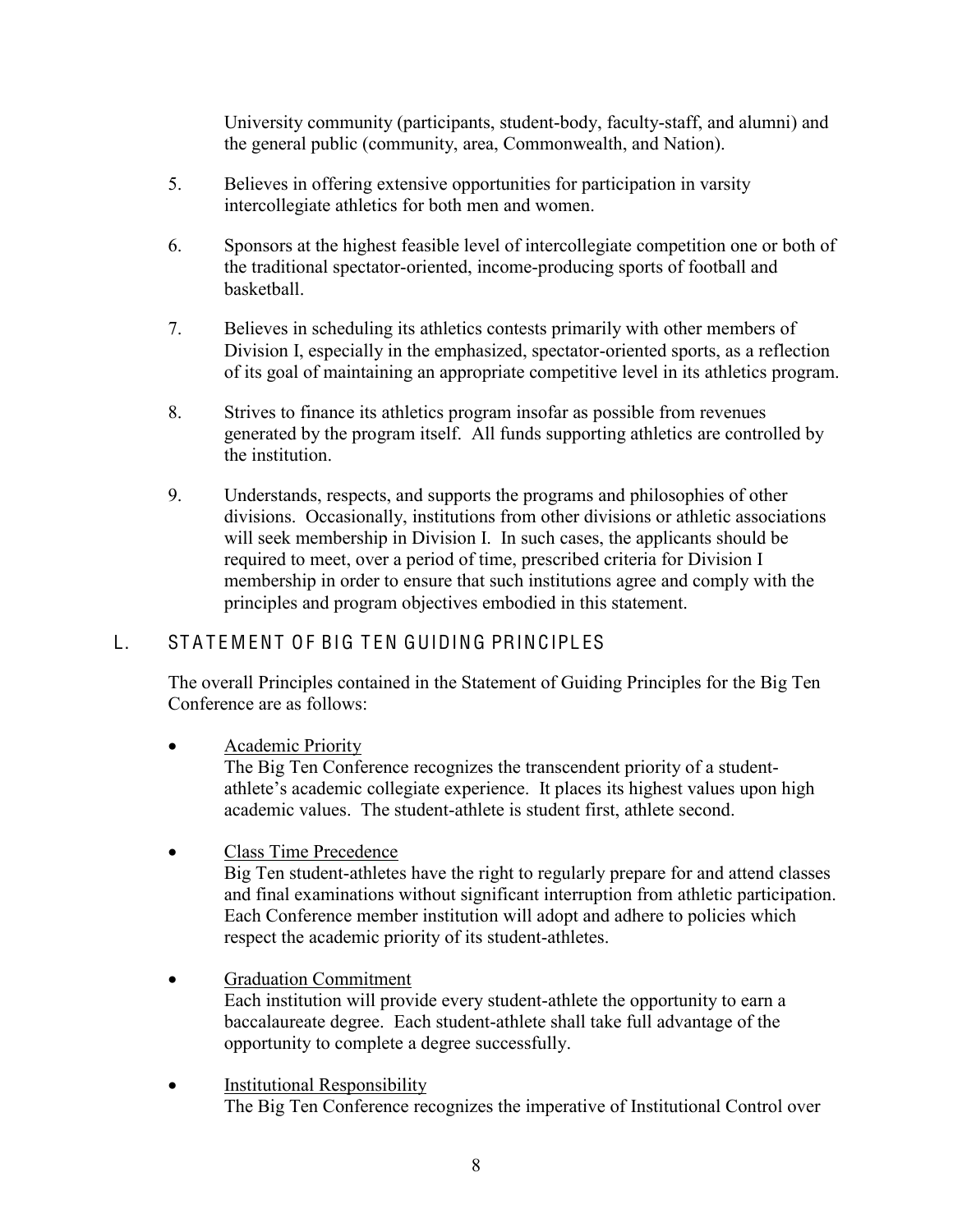University community (participants, student-body, faculty-staff, and alumni) and the general public (community, area, Commonwealth, and Nation).

5. Believes in offering extensive opportunities for participation in varsity intercollegiate athletics for both men and women.

6. Sponsors at the highest feasible level of intercollegiate competition one or both of the traditional spectator-oriented, income-producing sports of football and basketball.

7. Believes in scheduling its athletics contests primarily with other members of Division I, especially in the emphasized, spectator-oriented sports, as a reflection of its goal of maintaining an appropriate competitive level in its athletics program.

8. Strives to finance its athletics program insofar as possible from revenues generated by the program itself. All funds supporting athletics are controlled by the institution.

9. Understands, respects, and supports the programs and philosophies of other divisions. Occasionally, institutions from other divisions or athletic associations will seek membership in Division I. In such cases, the applicants should be required to meet, over a period of time, prescribed criteria for Division I membership in order to ensure that such institutions agree and comply with the principles and program objectives embodied in this statement.

## L. STATEMENT OF BIG TEN GUIDING PRINCIPLES

The overall Principles contained in the Statement of Guiding Principles for the Big Ten Conference are as follows:

- <u>Academic Priority</u>
  The Big Ten Conference recognizes the transcendent priority of a student-athlete's academic collegiate experience. It places its highest values upon high academic values. The student-athlete is student first, athlete second.

- <u>Class Time Precedence</u>
  Big Ten student-athletes have the right to regularly prepare for and attend classes and final examinations without significant interruption from athletic participation. Each Conference member institution will adopt and adhere to policies which respect the academic priority of its student-athletes.

- <u>Graduation Commitment</u>
  Each institution will provide every student-athlete the opportunity to earn a baccalaureate degree. Each student-athlete shall take full advantage of the opportunity to complete a degree successfully.

- <u>Institutional Responsibility</u>
  The Big Ten Conference recognizes the imperative of Institutional Control over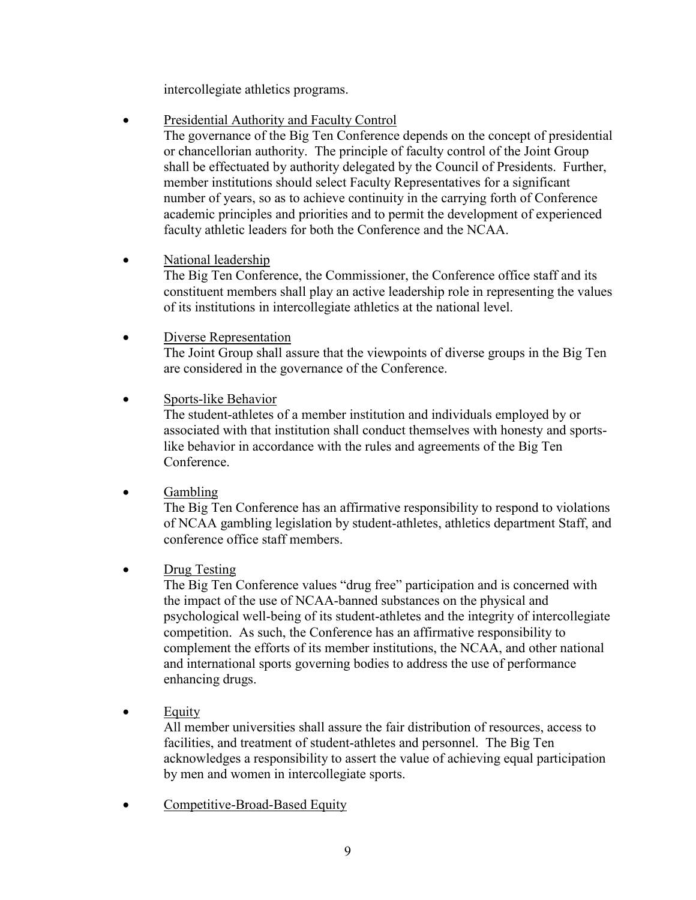intercollegiate athletics programs.

- Presidential Authority and Faculty Control

  The governance of the Big Ten Conference depends on the concept of presidential or chancellorian authority. The principle of faculty control of the Joint Group shall be effectuated by authority delegated by the Council of Presidents. Further, member institutions should select Faculty Representatives for a significant number of years, so as to achieve continuity in the carrying forth of Conference academic principles and priorities and to permit the development of experienced faculty athletic leaders for both the Conference and the NCAA.

- National leadership

  The Big Ten Conference, the Commissioner, the Conference office staff and its constituent members shall play an active leadership role in representing the values of its institutions in intercollegiate athletics at the national level.

- Diverse Representation

  The Joint Group shall assure that the viewpoints of diverse groups in the Big Ten are considered in the governance of the Conference.

- Sports-like Behavior

  The student-athletes of a member institution and individuals employed by or associated with that institution shall conduct themselves with honesty and sports-like behavior in accordance with the rules and agreements of the Big Ten Conference.

- Gambling

  The Big Ten Conference has an affirmative responsibility to respond to violations of NCAA gambling legislation by student-athletes, athletics department Staff, and conference office staff members.

- Drug Testing

  The Big Ten Conference values "drug free" participation and is concerned with the impact of the use of NCAA-banned substances on the physical and psychological well-being of its student-athletes and the integrity of intercollegiate competition. As such, the Conference has an affirmative responsibility to complement the efforts of its member institutions, the NCAA, and other national and international sports governing bodies to address the use of performance enhancing drugs.

- Equity

  All member universities shall assure the fair distribution of resources, access to facilities, and treatment of student-athletes and personnel. The Big Ten acknowledges a responsibility to assert the value of achieving equal participation by men and women in intercollegiate sports.

- Competitive-Broad-Based Equity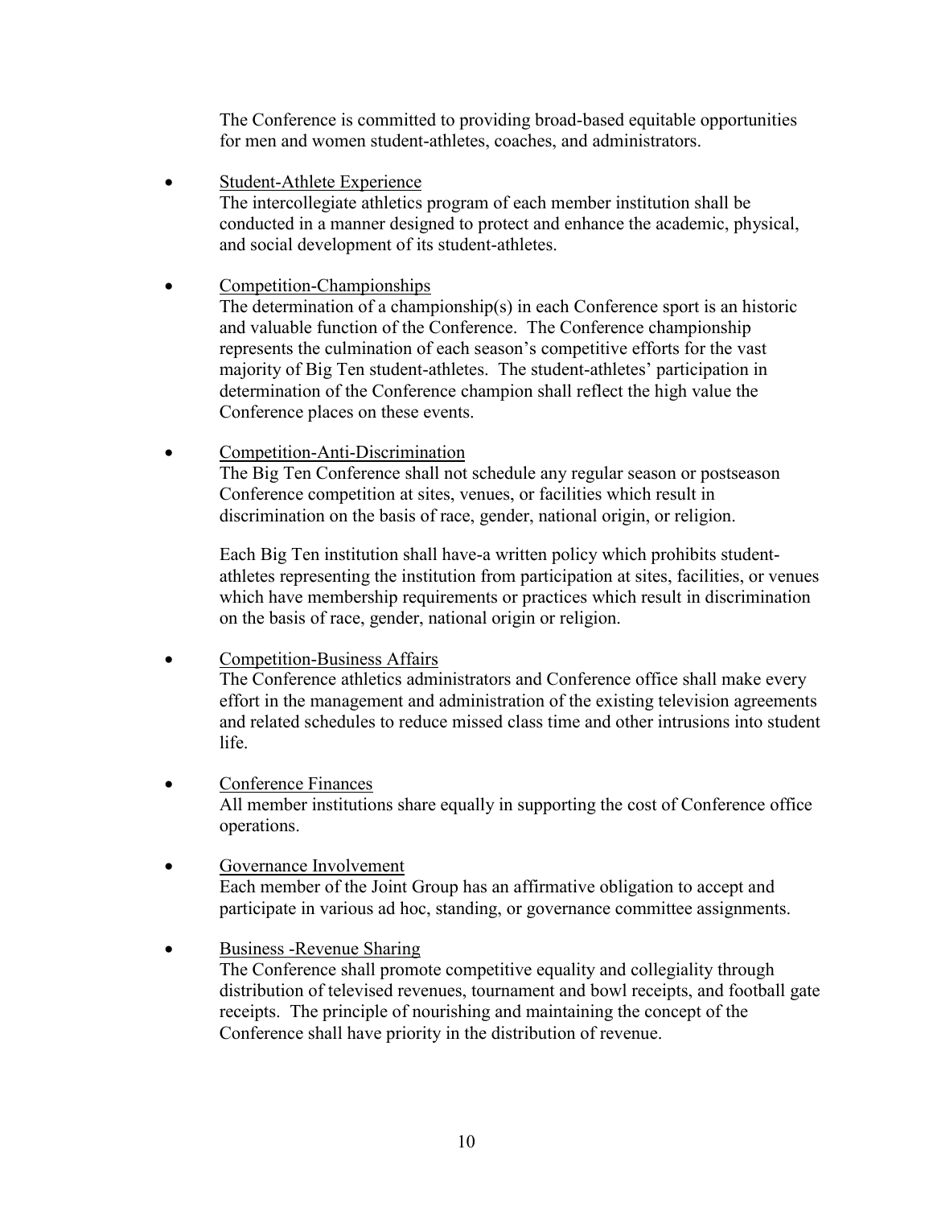The Conference is committed to providing broad-based equitable opportunities for men and women student-athletes, coaches, and administrators.

- Student-Athlete Experience
  The intercollegiate athletics program of each member institution shall be conducted in a manner designed to protect and enhance the academic, physical, and social development of its student-athletes.

- Competition-Championships
  The determination of a championship(s) in each Conference sport is an historic and valuable function of the Conference. The Conference championship represents the culmination of each season's competitive efforts for the vast majority of Big Ten student-athletes. The student-athletes' participation in determination of the Conference champion shall reflect the high value the Conference places on these events.

- Competition-Anti-Discrimination
  The Big Ten Conference shall not schedule any regular season or postseason Conference competition at sites, venues, or facilities which result in discrimination on the basis of race, gender, national origin, or religion.

  Each Big Ten institution shall have-a written policy which prohibits student-athletes representing the institution from participation at sites, facilities, or venues which have membership requirements or practices which result in discrimination on the basis of race, gender, national origin or religion.

- Competition-Business Affairs
  The Conference athletics administrators and Conference office shall make every effort in the management and administration of the existing television agreements and related schedules to reduce missed class time and other intrusions into student life.

- Conference Finances
  All member institutions share equally in supporting the cost of Conference office operations.

- Governance Involvement
  Each member of the Joint Group has an affirmative obligation to accept and participate in various ad hoc, standing, or governance committee assignments.

- Business -Revenue Sharing
  The Conference shall promote competitive equality and collegiality through distribution of televised revenues, tournament and bowl receipts, and football gate receipts. The principle of nourishing and maintaining the concept of the Conference shall have priority in the distribution of revenue.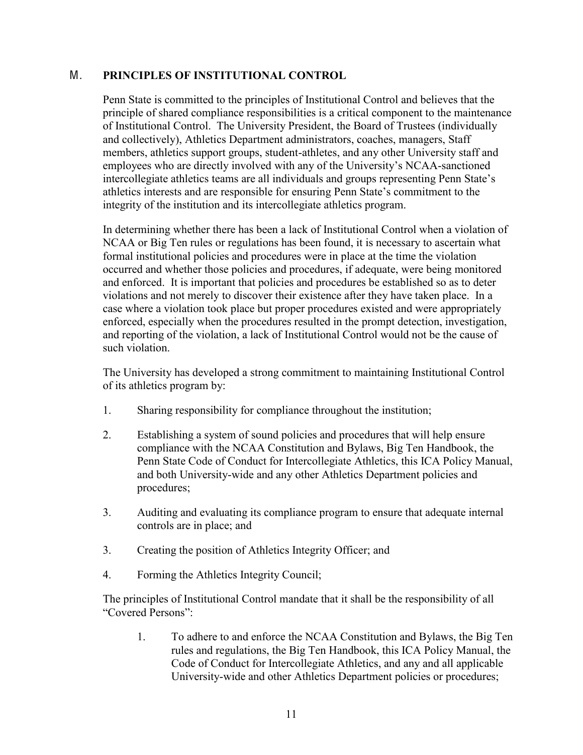## M. PRINCIPLES OF INSTITUTIONAL CONTROL

Penn State is committed to the principles of Institutional Control and believes that the principle of shared compliance responsibilities is a critical component to the maintenance of Institutional Control. The University President, the Board of Trustees (individually and collectively), Athletics Department administrators, coaches, managers, Staff members, athletics support groups, student-athletes, and any other University staff and employees who are directly involved with any of the University's NCAA-sanctioned intercollegiate athletics teams are all individuals and groups representing Penn State's athletics interests and are responsible for ensuring Penn State's commitment to the integrity of the institution and its intercollegiate athletics program.

In determining whether there has been a lack of Institutional Control when a violation of NCAA or Big Ten rules or regulations has been found, it is necessary to ascertain what formal institutional policies and procedures were in place at the time the violation occurred and whether those policies and procedures, if adequate, were being monitored and enforced. It is important that policies and procedures be established so as to deter violations and not merely to discover their existence after they have taken place. In a case where a violation took place but proper procedures existed and were appropriately enforced, especially when the procedures resulted in the prompt detection, investigation, and reporting of the violation, a lack of Institutional Control would not be the cause of such violation.

The University has developed a strong commitment to maintaining Institutional Control of its athletics program by:

1. Sharing responsibility for compliance throughout the institution;

2. Establishing a system of sound policies and procedures that will help ensure compliance with the NCAA Constitution and Bylaws, Big Ten Handbook, the Penn State Code of Conduct for Intercollegiate Athletics, this ICA Policy Manual, and both University-wide and any other Athletics Department policies and procedures;

3. Auditing and evaluating its compliance program to ensure that adequate internal controls are in place; and

3. Creating the position of Athletics Integrity Officer; and

4. Forming the Athletics Integrity Council;

The principles of Institutional Control mandate that it shall be the responsibility of all "Covered Persons":

1. To adhere to and enforce the NCAA Constitution and Bylaws, the Big Ten rules and regulations, the Big Ten Handbook, this ICA Policy Manual, the Code of Conduct for Intercollegiate Athletics, and any and all applicable University-wide and other Athletics Department policies or procedures;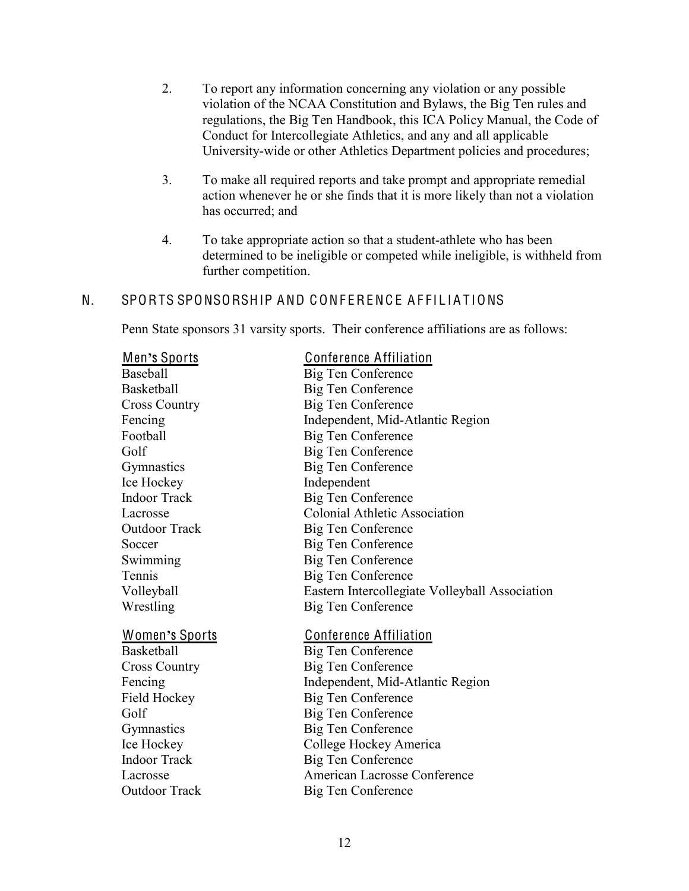2. To report any information concerning any violation or any possible violation of the NCAA Constitution and Bylaws, the Big Ten rules and regulations, the Big Ten Handbook, this ICA Policy Manual, the Code of Conduct for Intercollegiate Athletics, and any and all applicable University-wide or other Athletics Department policies and procedures;

3. To make all required reports and take prompt and appropriate remedial action whenever he or she finds that it is more likely than not a violation has occurred; and

4. To take appropriate action so that a student-athlete who has been determined to be ineligible or competed while ineligible, is withheld from further competition.

## N. SPORTS SPONSORSHIP AND CONFERENCE AFFILIATIONS

Penn State sponsors 31 varsity sports. Their conference affiliations are as follows:

| Men's Sports | Conference Affiliation |
|---|---|
| Baseball | Big Ten Conference |
| Basketball | Big Ten Conference |
| Cross Country | Big Ten Conference |
| Fencing | Independent, Mid-Atlantic Region |
| Football | Big Ten Conference |
| Golf | Big Ten Conference |
| Gymnastics | Big Ten Conference |
| Ice Hockey | Independent |
| Indoor Track | Big Ten Conference |
| Lacrosse | Colonial Athletic Association |
| Outdoor Track | Big Ten Conference |
| Soccer | Big Ten Conference |
| Swimming | Big Ten Conference |
| Tennis | Big Ten Conference |
| Volleyball | Eastern Intercollegiate Volleyball Association |
| Wrestling | Big Ten Conference |

| Women's Sports | Conference Affiliation |
|---|---|
| Basketball | Big Ten Conference |
| Cross Country | Big Ten Conference |
| Fencing | Independent, Mid-Atlantic Region |
| Field Hockey | Big Ten Conference |
| Golf | Big Ten Conference |
| Gymnastics | Big Ten Conference |
| Ice Hockey | College Hockey America |
| Indoor Track | Big Ten Conference |
| Lacrosse | American Lacrosse Conference |
| Outdoor Track | Big Ten Conference |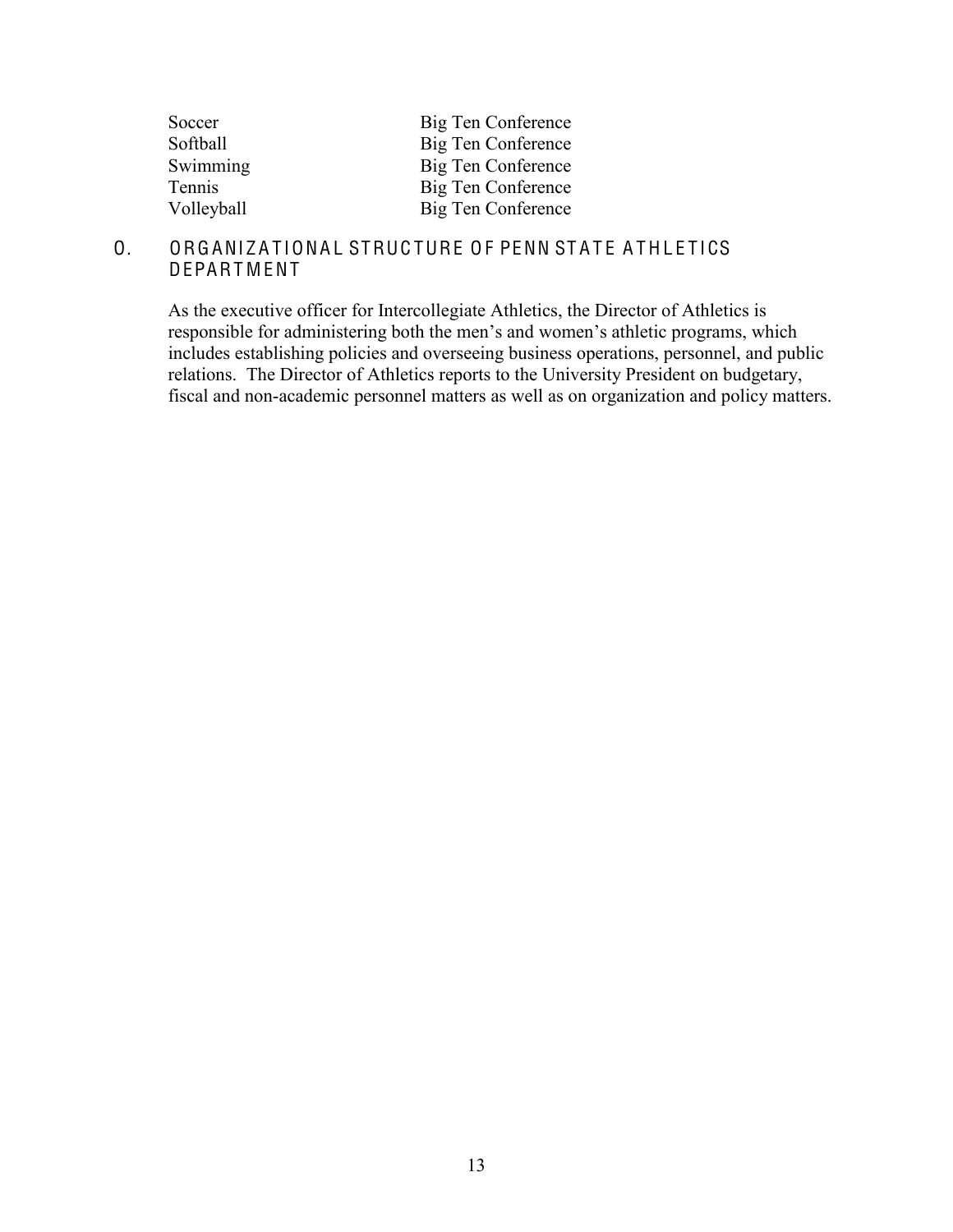| | |
|---|---|
| Soccer | Big Ten Conference |
| Softball | Big Ten Conference |
| Swimming | Big Ten Conference |
| Tennis | Big Ten Conference |
| Volleyball | Big Ten Conference |

## O. ORGANIZATIONAL STRUCTURE OF PENN STATE ATHLETICS DEPARTMENT

As the executive officer for Intercollegiate Athletics, the Director of Athletics is responsible for administering both the men's and women's athletic programs, which includes establishing policies and overseeing business operations, personnel, and public relations. The Director of Athletics reports to the University President on budgetary, fiscal and non-academic personnel matters as well as on organization and policy matters.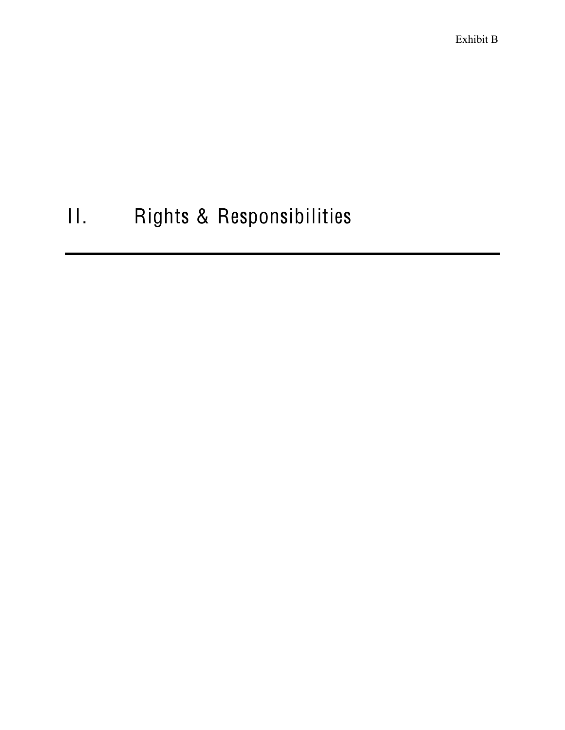Exhibit B

# II. Rights & Responsibilities

---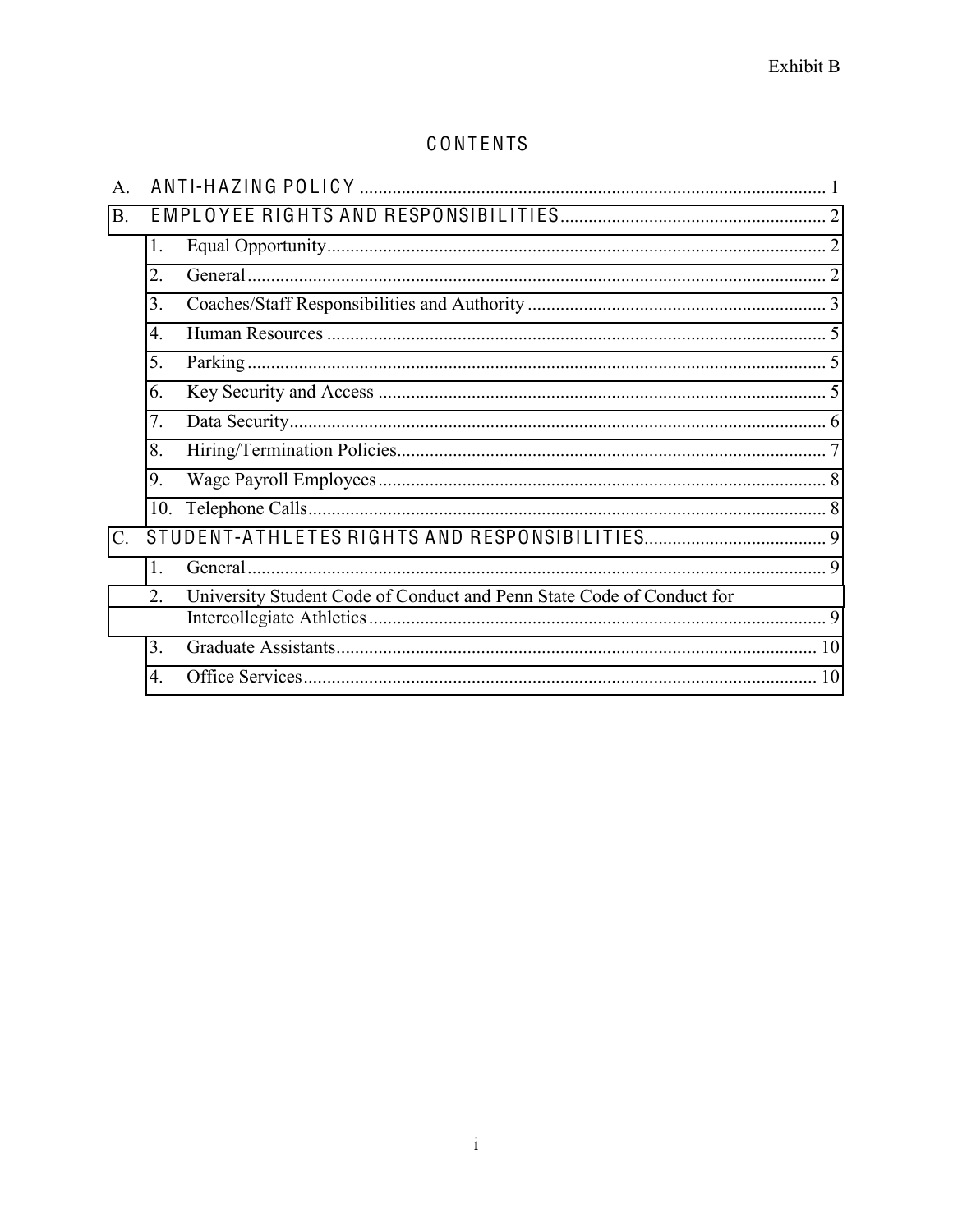Exhibit B

# CONTENTS

A. ANTI-HAZING POLICY ........................................................................................... 1

B. EMPLOYEE RIGHTS AND RESPONSIBILITIES ........................................................ 2

1. Equal Opportunity ........................................................................................... 2
2. General ............................................................................................................ 2
3. Coaches/Staff Responsibilities and Authority ............................................... 3
4. Human Resources ........................................................................................... 5
5. Parking ............................................................................................................ 5
6. Key Security and Access ................................................................................ 5
7. Data Security ................................................................................................... 6
8. Hiring/Termination Policies ............................................................................ 7
9. Wage Payroll Employees ................................................................................ 8
10. Telephone Calls ............................................................................................... 8

C. STUDENT-ATHLETES RIGHTS AND RESPONSIBILITIES ...................................... 9

1. General ............................................................................................................ 9
2. University Student Code of Conduct and Penn State Code of Conduct for Intercollegiate Athletics ................................................................................. 9
3. Graduate Assistants ....................................................................................... 10
4. Office Services ............................................................................................... 10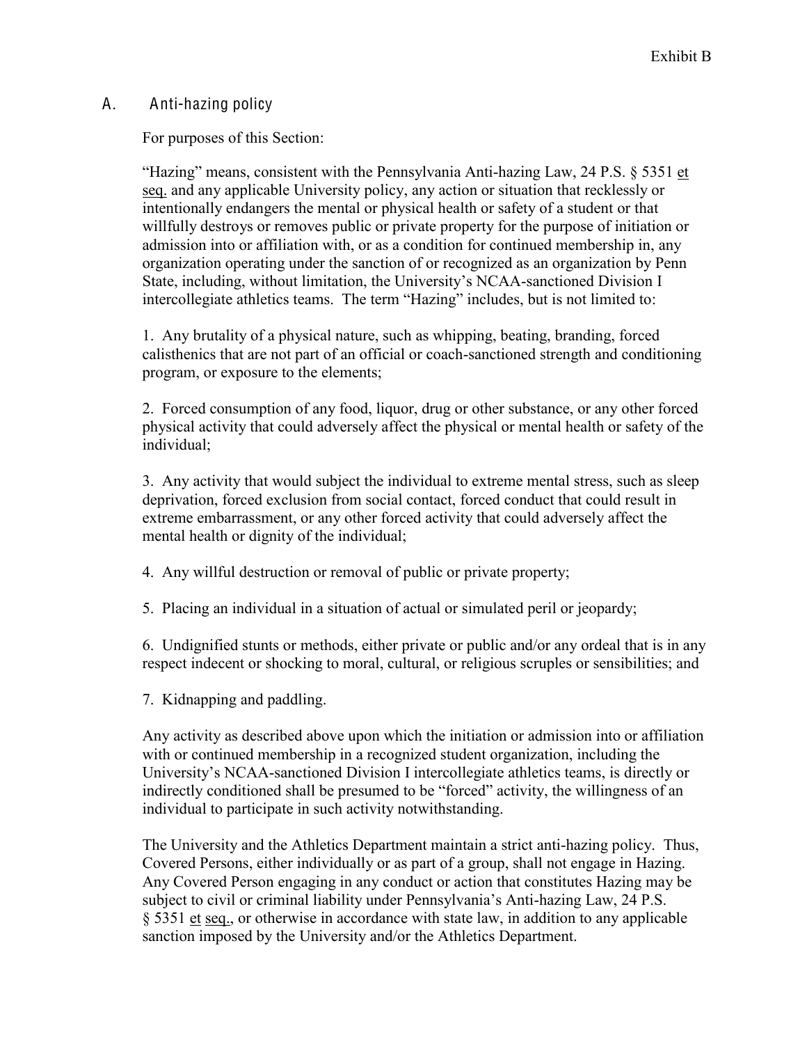Exhibit B

## A. Anti-hazing policy

For purposes of this Section:

"Hazing" means, consistent with the Pennsylvania Anti-hazing Law, 24 P.S. § 5351 et seq. and any applicable University policy, any action or situation that recklessly or intentionally endangers the mental or physical health or safety of a student or that willfully destroys or removes public or private property for the purpose of initiation or admission into or affiliation with, or as a condition for continued membership in, any organization operating under the sanction of or recognized as an organization by Penn State, including, without limitation, the University's NCAA-sanctioned Division I intercollegiate athletics teams. The term "Hazing" includes, but is not limited to:

1. Any brutality of a physical nature, such as whipping, beating, branding, forced calisthenics that are not part of an official or coach-sanctioned strength and conditioning program, or exposure to the elements;

2. Forced consumption of any food, liquor, drug or other substance, or any other forced physical activity that could adversely affect the physical or mental health or safety of the individual;

3. Any activity that would subject the individual to extreme mental stress, such as sleep deprivation, forced exclusion from social contact, forced conduct that could result in extreme embarrassment, or any other forced activity that could adversely affect the mental health or dignity of the individual;

4. Any willful destruction or removal of public or private property;

5. Placing an individual in a situation of actual or simulated peril or jeopardy;

6. Undignified stunts or methods, either private or public and/or any ordeal that is in any respect indecent or shocking to moral, cultural, or religious scruples or sensibilities; and

7. Kidnapping and paddling.

Any activity as described above upon which the initiation or admission into or affiliation with or continued membership in a recognized student organization, including the University's NCAA-sanctioned Division I intercollegiate athletics teams, is directly or indirectly conditioned shall be presumed to be "forced" activity, the willingness of an individual to participate in such activity notwithstanding.

The University and the Athletics Department maintain a strict anti-hazing policy. Thus, Covered Persons, either individually or as part of a group, shall not engage in Hazing. Any Covered Person engaging in any conduct or action that constitutes Hazing may be subject to civil or criminal liability under Pennsylvania's Anti-hazing Law, 24 P.S. § 5351 et seq., or otherwise in accordance with state law, in addition to any applicable sanction imposed by the University and/or the Athletics Department.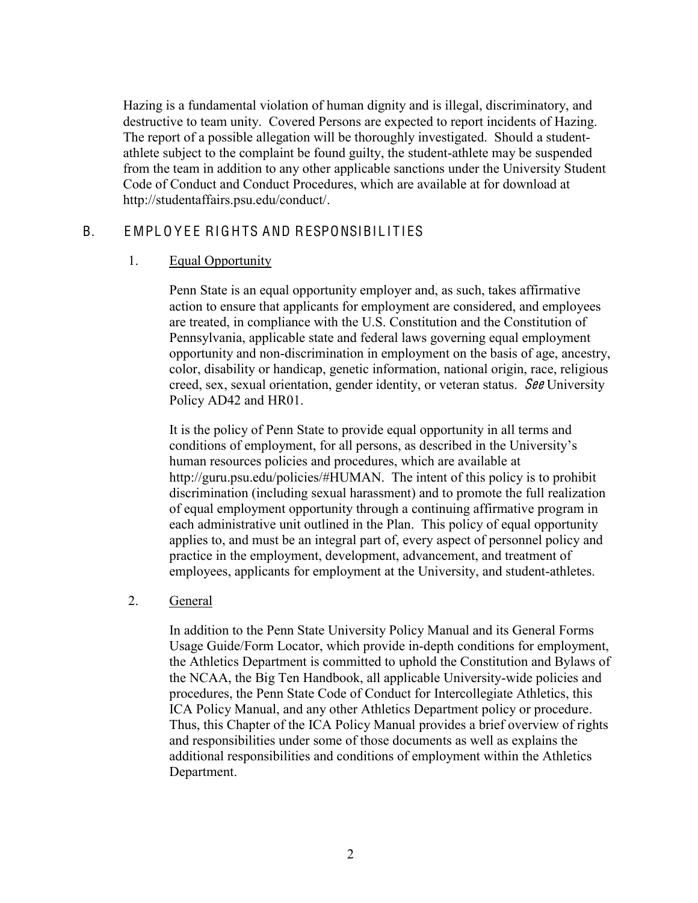Hazing is a fundamental violation of human dignity and is illegal, discriminatory, and destructive to team unity. Covered Persons are expected to report incidents of Hazing. The report of a possible allegation will be thoroughly investigated. Should a student-athlete subject to the complaint be found guilty, the student-athlete may be suspended from the team in addition to any other applicable sanctions under the University Student Code of Conduct and Conduct Procedures, which are available at for download at http://studentaffairs.psu.edu/conduct/.

## B. EMPLOYEE RIGHTS AND RESPONSIBILITIES

### 1. Equal Opportunity

Penn State is an equal opportunity employer and, as such, takes affirmative action to ensure that applicants for employment are considered, and employees are treated, in compliance with the U.S. Constitution and the Constitution of Pennsylvania, applicable state and federal laws governing equal employment opportunity and non-discrimination in employment on the basis of age, ancestry, color, disability or handicap, genetic information, national origin, race, religious creed, sex, sexual orientation, gender identity, or veteran status. *See* University Policy AD42 and HR01.

It is the policy of Penn State to provide equal opportunity in all terms and conditions of employment, for all persons, as described in the University's human resources policies and procedures, which are available at http://guru.psu.edu/policies/#HUMAN. The intent of this policy is to prohibit discrimination (including sexual harassment) and to promote the full realization of equal employment opportunity through a continuing affirmative program in each administrative unit outlined in the Plan. This policy of equal opportunity applies to, and must be an integral part of, every aspect of personnel policy and practice in the employment, development, advancement, and treatment of employees, applicants for employment at the University, and student-athletes.

### 2. General

In addition to the Penn State University Policy Manual and its General Forms Usage Guide/Form Locator, which provide in-depth conditions for employment, the Athletics Department is committed to uphold the Constitution and Bylaws of the NCAA, the Big Ten Handbook, all applicable University-wide policies and procedures, the Penn State Code of Conduct for Intercollegiate Athletics, this ICA Policy Manual, and any other Athletics Department policy or procedure. Thus, this Chapter of the ICA Policy Manual provides a brief overview of rights and responsibilities under some of those documents as well as explains the additional responsibilities and conditions of employment within the Athletics Department.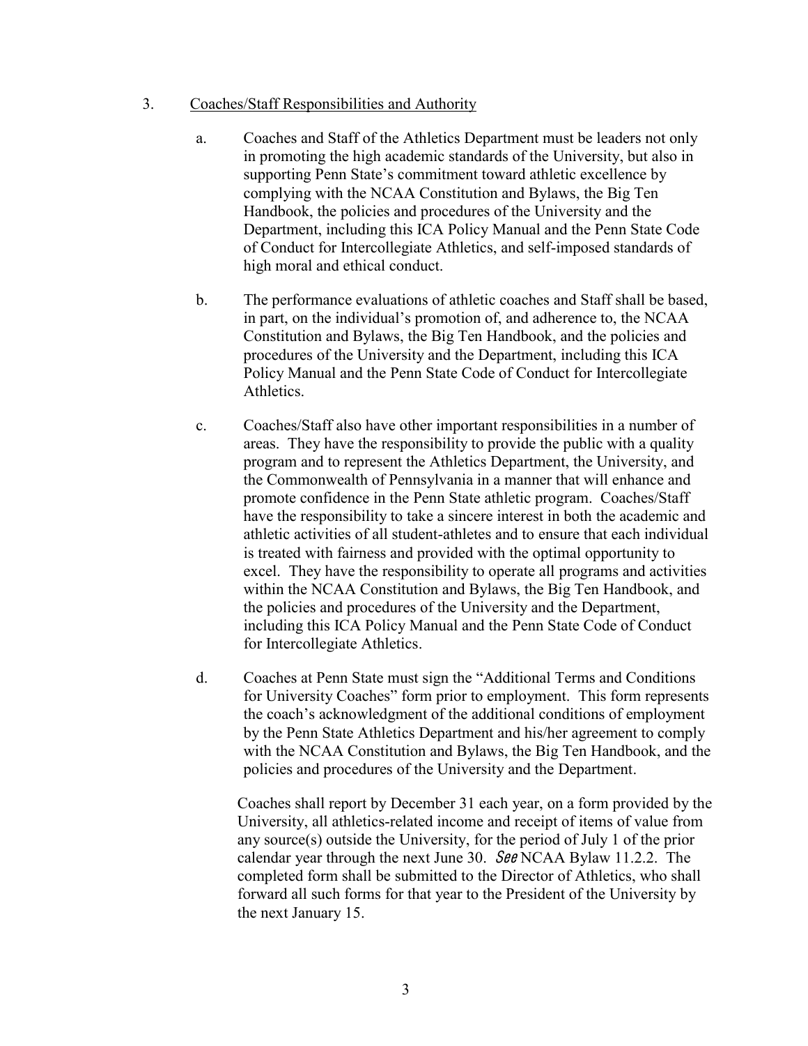3. Coaches/Staff Responsibilities and Authority

a. Coaches and Staff of the Athletics Department must be leaders not only in promoting the high academic standards of the University, but also in supporting Penn State's commitment toward athletic excellence by complying with the NCAA Constitution and Bylaws, the Big Ten Handbook, the policies and procedures of the University and the Department, including this ICA Policy Manual and the Penn State Code of Conduct for Intercollegiate Athletics, and self-imposed standards of high moral and ethical conduct.

b. The performance evaluations of athletic coaches and Staff shall be based, in part, on the individual's promotion of, and adherence to, the NCAA Constitution and Bylaws, the Big Ten Handbook, and the policies and procedures of the University and the Department, including this ICA Policy Manual and the Penn State Code of Conduct for Intercollegiate Athletics.

c. Coaches/Staff also have other important responsibilities in a number of areas. They have the responsibility to provide the public with a quality program and to represent the Athletics Department, the University, and the Commonwealth of Pennsylvania in a manner that will enhance and promote confidence in the Penn State athletic program. Coaches/Staff have the responsibility to take a sincere interest in both the academic and athletic activities of all student-athletes and to ensure that each individual is treated with fairness and provided with the optimal opportunity to excel. They have the responsibility to operate all programs and activities within the NCAA Constitution and Bylaws, the Big Ten Handbook, and the policies and procedures of the University and the Department, including this ICA Policy Manual and the Penn State Code of Conduct for Intercollegiate Athletics.

d. Coaches at Penn State must sign the "Additional Terms and Conditions for University Coaches" form prior to employment. This form represents the coach's acknowledgment of the additional conditions of employment by the Penn State Athletics Department and his/her agreement to comply with the NCAA Constitution and Bylaws, the Big Ten Handbook, and the policies and procedures of the University and the Department.

   Coaches shall report by December 31 each year, on a form provided by the University, all athletics-related income and receipt of items of value from any source(s) outside the University, for the period of July 1 of the prior calendar year through the next June 30. *See* NCAA Bylaw 11.2.2. The completed form shall be submitted to the Director of Athletics, who shall forward all such forms for that year to the President of the University by the next January 15.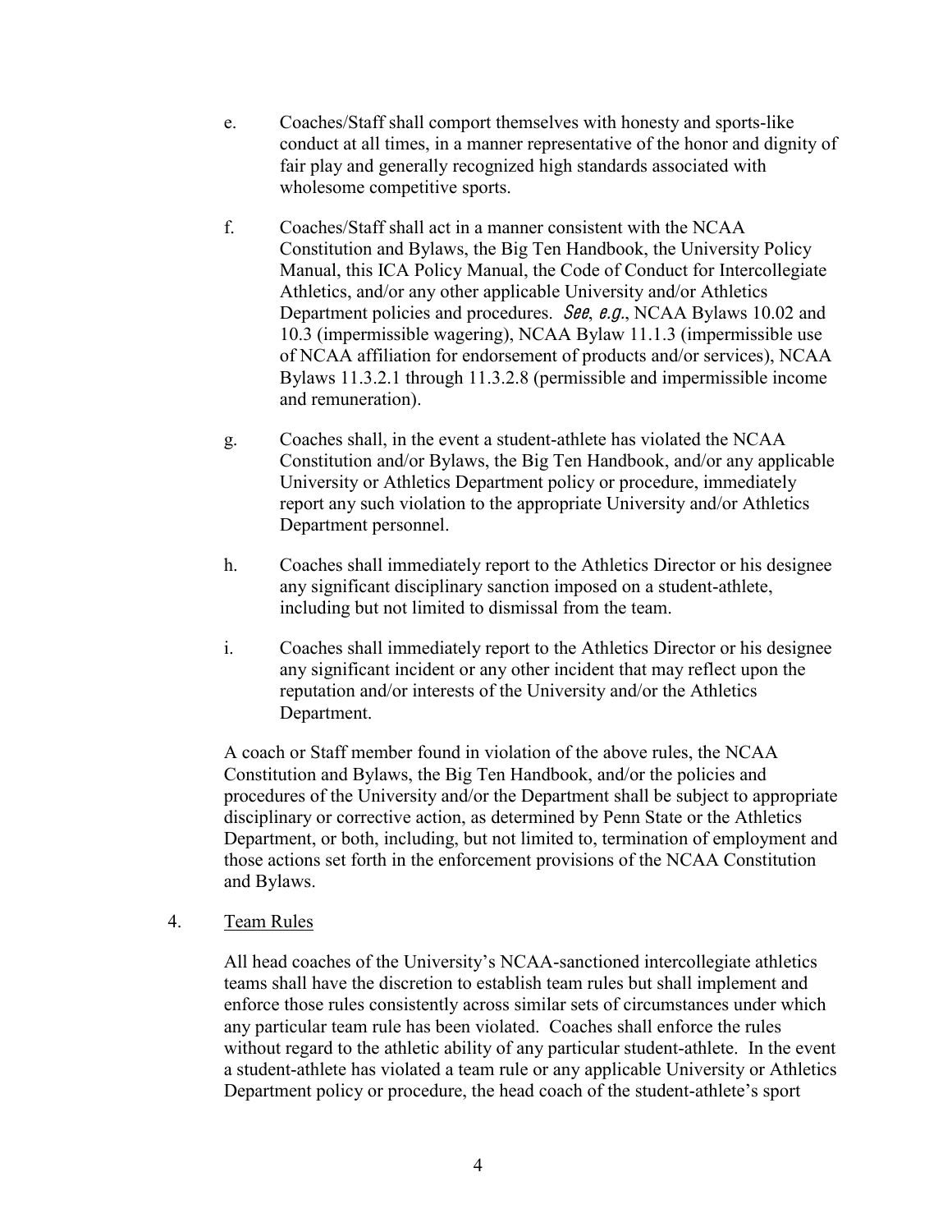e. Coaches/Staff shall comport themselves with honesty and sports-like conduct at all times, in a manner representative of the honor and dignity of fair play and generally recognized high standards associated with wholesome competitive sports.

f. Coaches/Staff shall act in a manner consistent with the NCAA Constitution and Bylaws, the Big Ten Handbook, the University Policy Manual, this ICA Policy Manual, the Code of Conduct for Intercollegiate Athletics, and/or any other applicable University and/or Athletics Department policies and procedures. *See*, *e.g.*, NCAA Bylaws 10.02 and 10.3 (impermissible wagering), NCAA Bylaw 11.1.3 (impermissible use of NCAA affiliation for endorsement of products and/or services), NCAA Bylaws 11.3.2.1 through 11.3.2.8 (permissible and impermissible income and remuneration).

g. Coaches shall, in the event a student-athlete has violated the NCAA Constitution and/or Bylaws, the Big Ten Handbook, and/or any applicable University or Athletics Department policy or procedure, immediately report any such violation to the appropriate University and/or Athletics Department personnel.

h. Coaches shall immediately report to the Athletics Director or his designee any significant disciplinary sanction imposed on a student-athlete, including but not limited to dismissal from the team.

i. Coaches shall immediately report to the Athletics Director or his designee any significant incident or any other incident that may reflect upon the reputation and/or interests of the University and/or the Athletics Department.

A coach or Staff member found in violation of the above rules, the NCAA Constitution and Bylaws, the Big Ten Handbook, and/or the policies and procedures of the University and/or the Department shall be subject to appropriate disciplinary or corrective action, as determined by Penn State or the Athletics Department, or both, including, but not limited to, termination of employment and those actions set forth in the enforcement provisions of the NCAA Constitution and Bylaws.

4. Team Rules

All head coaches of the University's NCAA-sanctioned intercollegiate athletics teams shall have the discretion to establish team rules but shall implement and enforce those rules consistently across similar sets of circumstances under which any particular team rule has been violated. Coaches shall enforce the rules without regard to the athletic ability of any particular student-athlete. In the event a student-athlete has violated a team rule or any applicable University or Athletics Department policy or procedure, the head coach of the student-athlete's sport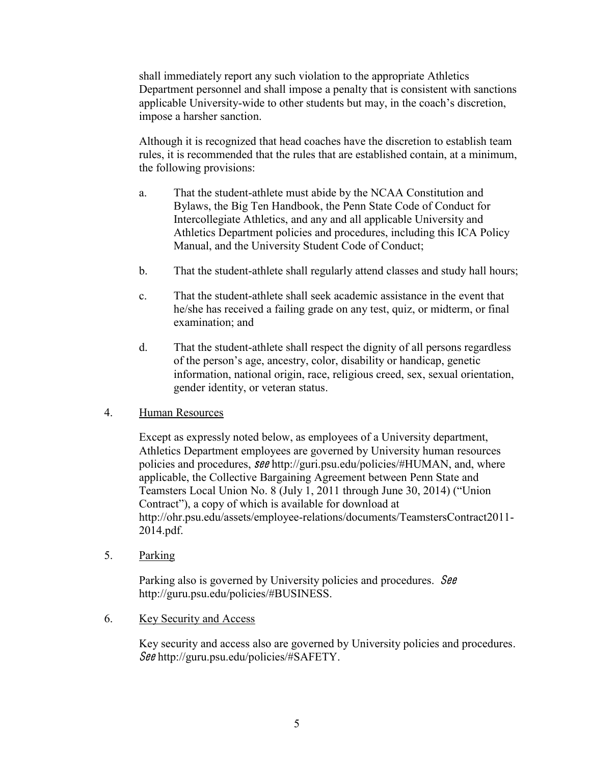shall immediately report any such violation to the appropriate Athletics Department personnel and shall impose a penalty that is consistent with sanctions applicable University-wide to other students but may, in the coach's discretion, impose a harsher sanction.

Although it is recognized that head coaches have the discretion to establish team rules, it is recommended that the rules that are established contain, at a minimum, the following provisions:

a. That the student-athlete must abide by the NCAA Constitution and Bylaws, the Big Ten Handbook, the Penn State Code of Conduct for Intercollegiate Athletics, and any and all applicable University and Athletics Department policies and procedures, including this ICA Policy Manual, and the University Student Code of Conduct;

b. That the student-athlete shall regularly attend classes and study hall hours;

c. That the student-athlete shall seek academic assistance in the event that he/she has received a failing grade on any test, quiz, or midterm, or final examination; and

d. That the student-athlete shall respect the dignity of all persons regardless of the person's age, ancestry, color, disability or handicap, genetic information, national origin, race, religious creed, sex, sexual orientation, gender identity, or veteran status.

4. <u>Human Resources</u>

Except as expressly noted below, as employees of a University department, Athletics Department employees are governed by University human resources policies and procedures, *see* http://guri.psu.edu/policies/#HUMAN, and, where applicable, the Collective Bargaining Agreement between Penn State and Teamsters Local Union No. 8 (July 1, 2011 through June 30, 2014) ("Union Contract"), a copy of which is available for download at http://ohr.psu.edu/assets/employee-relations/documents/TeamstersContract2011-2014.pdf.

5. <u>Parking</u>

Parking also is governed by University policies and procedures. *See* http://guru.psu.edu/policies/#BUSINESS.

6. <u>Key Security and Access</u>

Key security and access also are governed by University policies and procedures. *See* http://guru.psu.edu/policies/#SAFETY.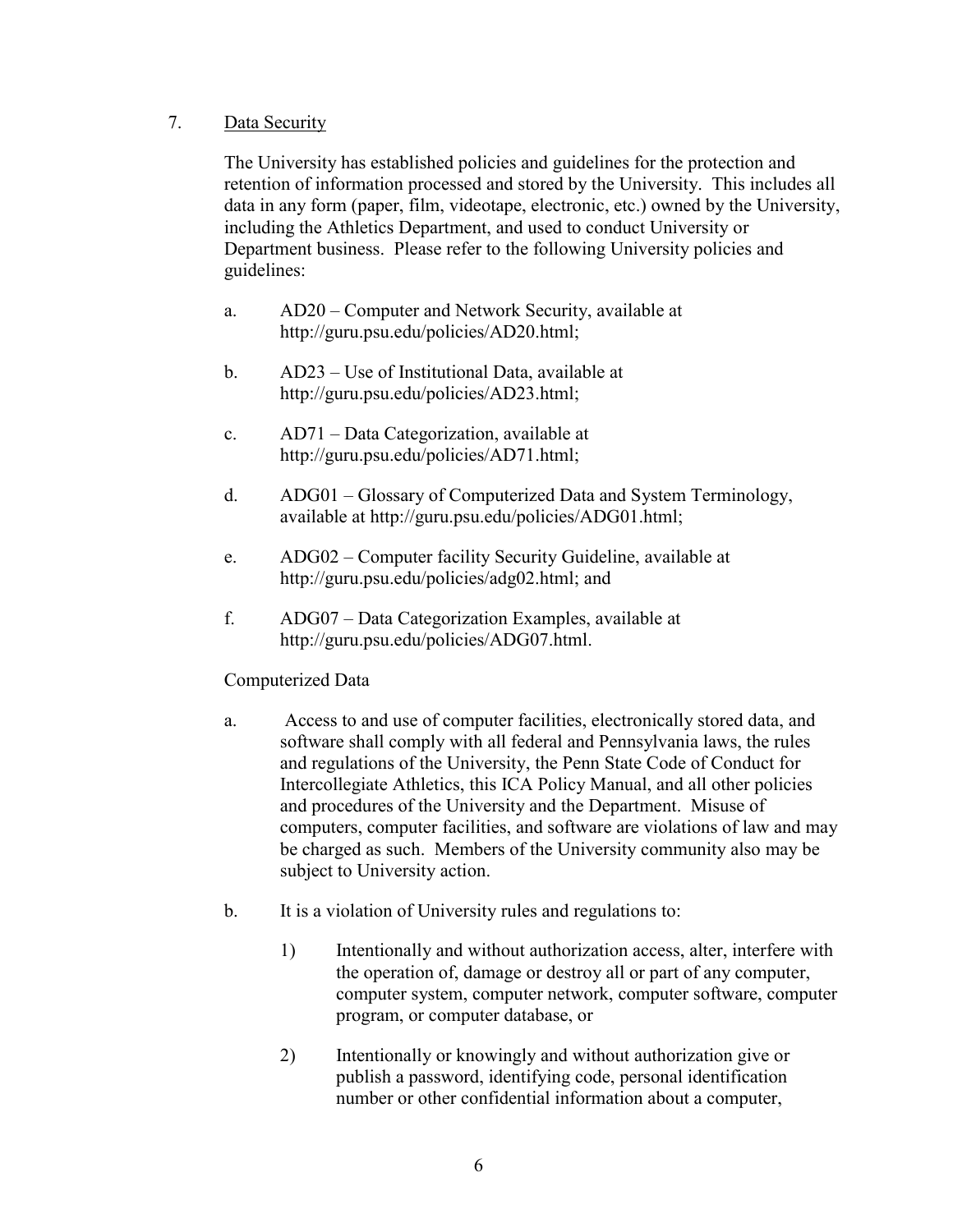7. <u>Data Security</u>

The University has established policies and guidelines for the protection and retention of information processed and stored by the University. This includes all data in any form (paper, film, videotape, electronic, etc.) owned by the University, including the Athletics Department, and used to conduct University or Department business. Please refer to the following University policies and guidelines:

a. AD20 – Computer and Network Security, available at http://guru.psu.edu/policies/AD20.html;

b. AD23 – Use of Institutional Data, available at http://guru.psu.edu/policies/AD23.html;

c. AD71 – Data Categorization, available at http://guru.psu.edu/policies/AD71.html;

d. ADG01 – Glossary of Computerized Data and System Terminology, available at http://guru.psu.edu/policies/ADG01.html;

e. ADG02 – Computer facility Security Guideline, available at http://guru.psu.edu/policies/adg02.html; and

f. ADG07 – Data Categorization Examples, available at http://guru.psu.edu/policies/ADG07.html.

Computerized Data

a. Access to and use of computer facilities, electronically stored data, and software shall comply with all federal and Pennsylvania laws, the rules and regulations of the University, the Penn State Code of Conduct for Intercollegiate Athletics, this ICA Policy Manual, and all other policies and procedures of the University and the Department. Misuse of computers, computer facilities, and software are violations of law and may be charged as such. Members of the University community also may be subject to University action.

b. It is a violation of University rules and regulations to:

1) Intentionally and without authorization access, alter, interfere with the operation of, damage or destroy all or part of any computer, computer system, computer network, computer software, computer program, or computer database, or

2) Intentionally or knowingly and without authorization give or publish a password, identifying code, personal identification number or other confidential information about a computer,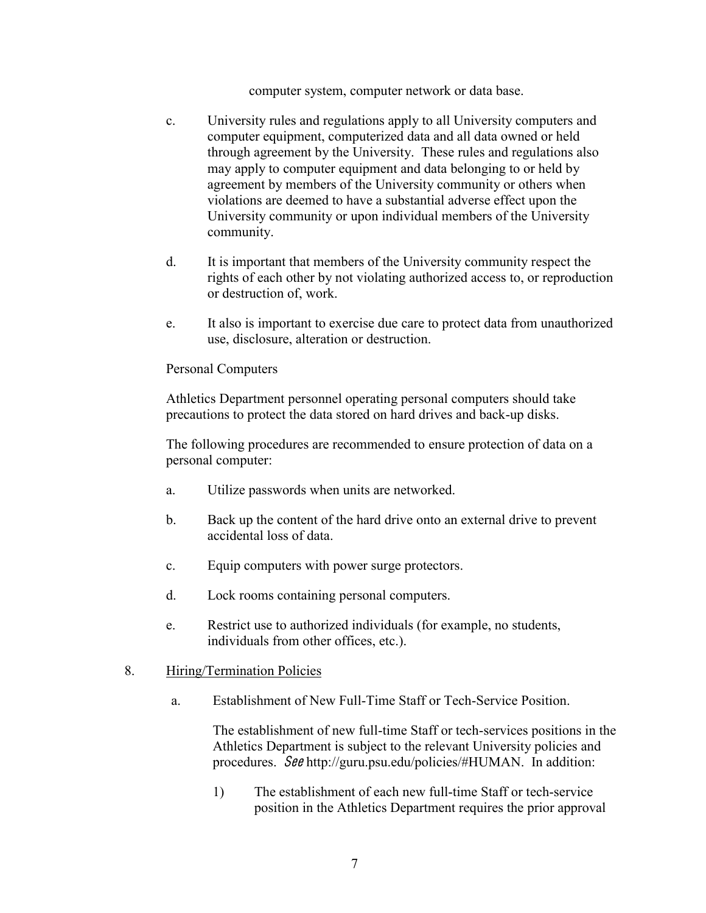computer system, computer network or data base.

c. University rules and regulations apply to all University computers and computer equipment, computerized data and all data owned or held through agreement by the University. These rules and regulations also may apply to computer equipment and data belonging to or held by agreement by members of the University community or others when violations are deemed to have a substantial adverse effect upon the University community or upon individual members of the University community.

d. It is important that members of the University community respect the rights of each other by not violating authorized access to, or reproduction or destruction of, work.

e. It also is important to exercise due care to protect data from unauthorized use, disclosure, alteration or destruction.

Personal Computers

Athletics Department personnel operating personal computers should take precautions to protect the data stored on hard drives and back-up disks.

The following procedures are recommended to ensure protection of data on a personal computer:

a. Utilize passwords when units are networked.

b. Back up the content of the hard drive onto an external drive to prevent accidental loss of data.

c. Equip computers with power surge protectors.

d. Lock rooms containing personal computers.

e. Restrict use to authorized individuals (for example, no students, individuals from other offices, etc.).

8. <u>Hiring/Termination Policies</u>

a. Establishment of New Full-Time Staff or Tech-Service Position.

The establishment of new full-time Staff or tech-services positions in the Athletics Department is subject to the relevant University policies and procedures. *See* http://guru.psu.edu/policies/#HUMAN. In addition:

1) The establishment of each new full-time Staff or tech-service position in the Athletics Department requires the prior approval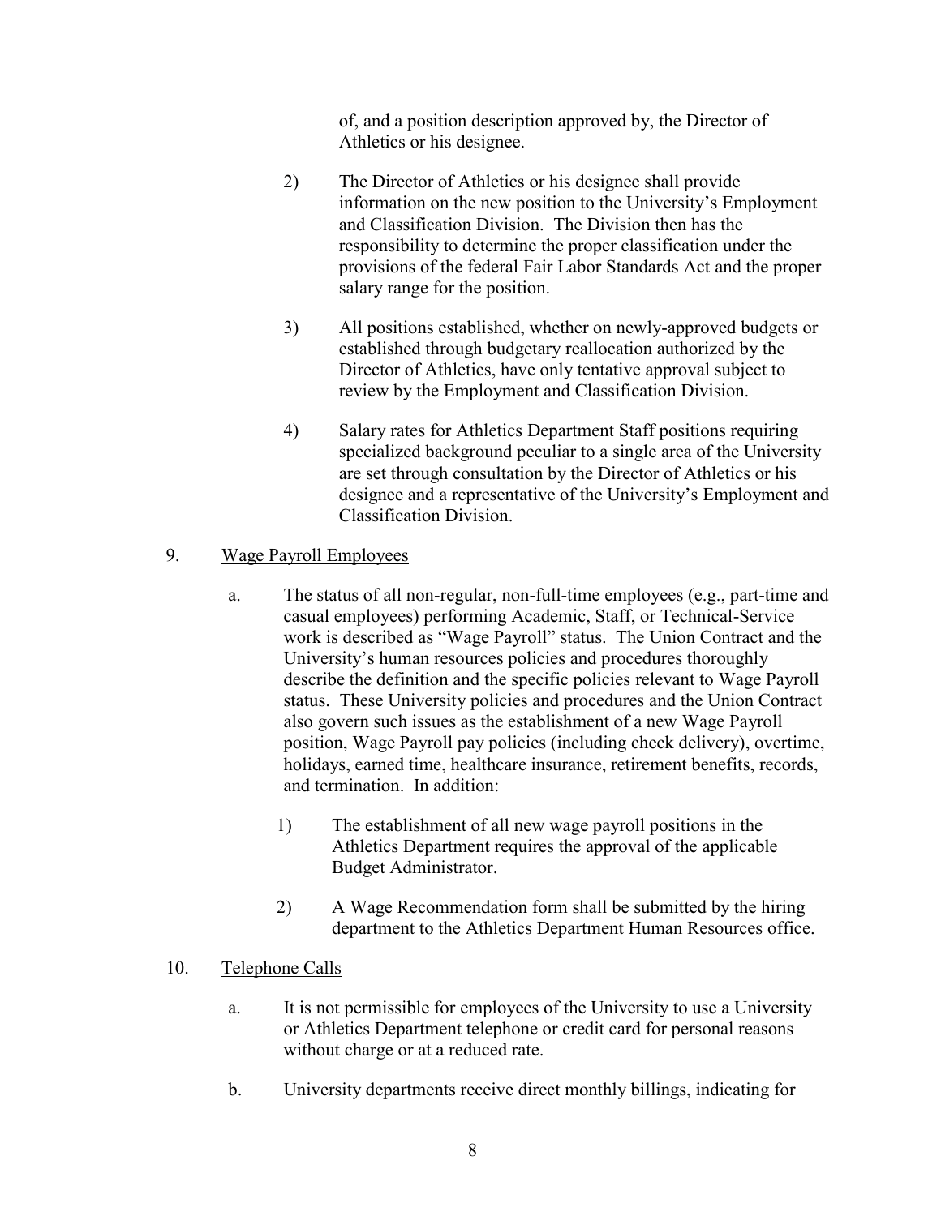of, and a position description approved by, the Director of Athletics or his designee.

2) The Director of Athletics or his designee shall provide information on the new position to the University's Employment and Classification Division. The Division then has the responsibility to determine the proper classification under the provisions of the federal Fair Labor Standards Act and the proper salary range for the position.

3) All positions established, whether on newly-approved budgets or established through budgetary reallocation authorized by the Director of Athletics, have only tentative approval subject to review by the Employment and Classification Division.

4) Salary rates for Athletics Department Staff positions requiring specialized background peculiar to a single area of the University are set through consultation by the Director of Athletics or his designee and a representative of the University's Employment and Classification Division.

9. <u>Wage Payroll Employees</u>

a. The status of all non-regular, non-full-time employees (e.g., part-time and casual employees) performing Academic, Staff, or Technical-Service work is described as "Wage Payroll" status. The Union Contract and the University's human resources policies and procedures thoroughly describe the definition and the specific policies relevant to Wage Payroll status. These University policies and procedures and the Union Contract also govern such issues as the establishment of a new Wage Payroll position, Wage Payroll pay policies (including check delivery), overtime, holidays, earned time, healthcare insurance, retirement benefits, records, and termination. In addition:

1) The establishment of all new wage payroll positions in the Athletics Department requires the approval of the applicable Budget Administrator.

2) A Wage Recommendation form shall be submitted by the hiring department to the Athletics Department Human Resources office.

10. <u>Telephone Calls</u>

a. It is not permissible for employees of the University to use a University or Athletics Department telephone or credit card for personal reasons without charge or at a reduced rate.

b. University departments receive direct monthly billings, indicating for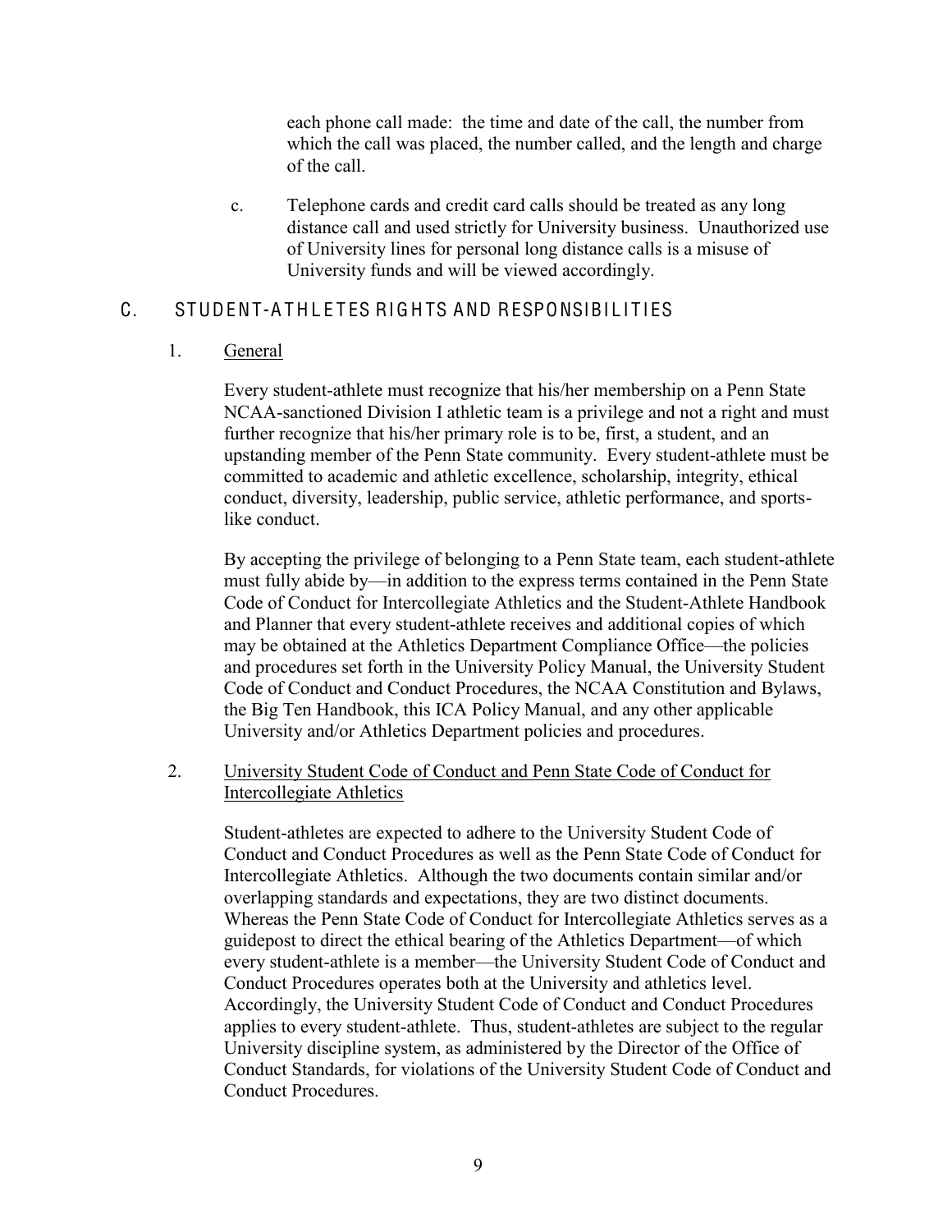each phone call made: the time and date of the call, the number from which the call was placed, the number called, and the length and charge of the call.

c. Telephone cards and credit card calls should be treated as any long distance call and used strictly for University business. Unauthorized use of University lines for personal long distance calls is a misuse of University funds and will be viewed accordingly.

## C. STUDENT-ATHLETES RIGHTS AND RESPONSIBILITIES

### 1. General

Every student-athlete must recognize that his/her membership on a Penn State NCAA-sanctioned Division I athletic team is a privilege and not a right and must further recognize that his/her primary role is to be, first, a student, and an upstanding member of the Penn State community. Every student-athlete must be committed to academic and athletic excellence, scholarship, integrity, ethical conduct, diversity, leadership, public service, athletic performance, and sports-like conduct.

By accepting the privilege of belonging to a Penn State team, each student-athlete must fully abide by—in addition to the express terms contained in the Penn State Code of Conduct for Intercollegiate Athletics and the Student-Athlete Handbook and Planner that every student-athlete receives and additional copies of which may be obtained at the Athletics Department Compliance Office—the policies and procedures set forth in the University Policy Manual, the University Student Code of Conduct and Conduct Procedures, the NCAA Constitution and Bylaws, the Big Ten Handbook, this ICA Policy Manual, and any other applicable University and/or Athletics Department policies and procedures.

### 2. University Student Code of Conduct and Penn State Code of Conduct for Intercollegiate Athletics

Student-athletes are expected to adhere to the University Student Code of Conduct and Conduct Procedures as well as the Penn State Code of Conduct for Intercollegiate Athletics. Although the two documents contain similar and/or overlapping standards and expectations, they are two distinct documents. Whereas the Penn State Code of Conduct for Intercollegiate Athletics serves as a guidepost to direct the ethical bearing of the Athletics Department—of which every student-athlete is a member—the University Student Code of Conduct and Conduct Procedures operates both at the University and athletics level. Accordingly, the University Student Code of Conduct and Conduct Procedures applies to every student-athlete. Thus, student-athletes are subject to the regular University discipline system, as administered by the Director of the Office of Conduct Standards, for violations of the University Student Code of Conduct and Conduct Procedures.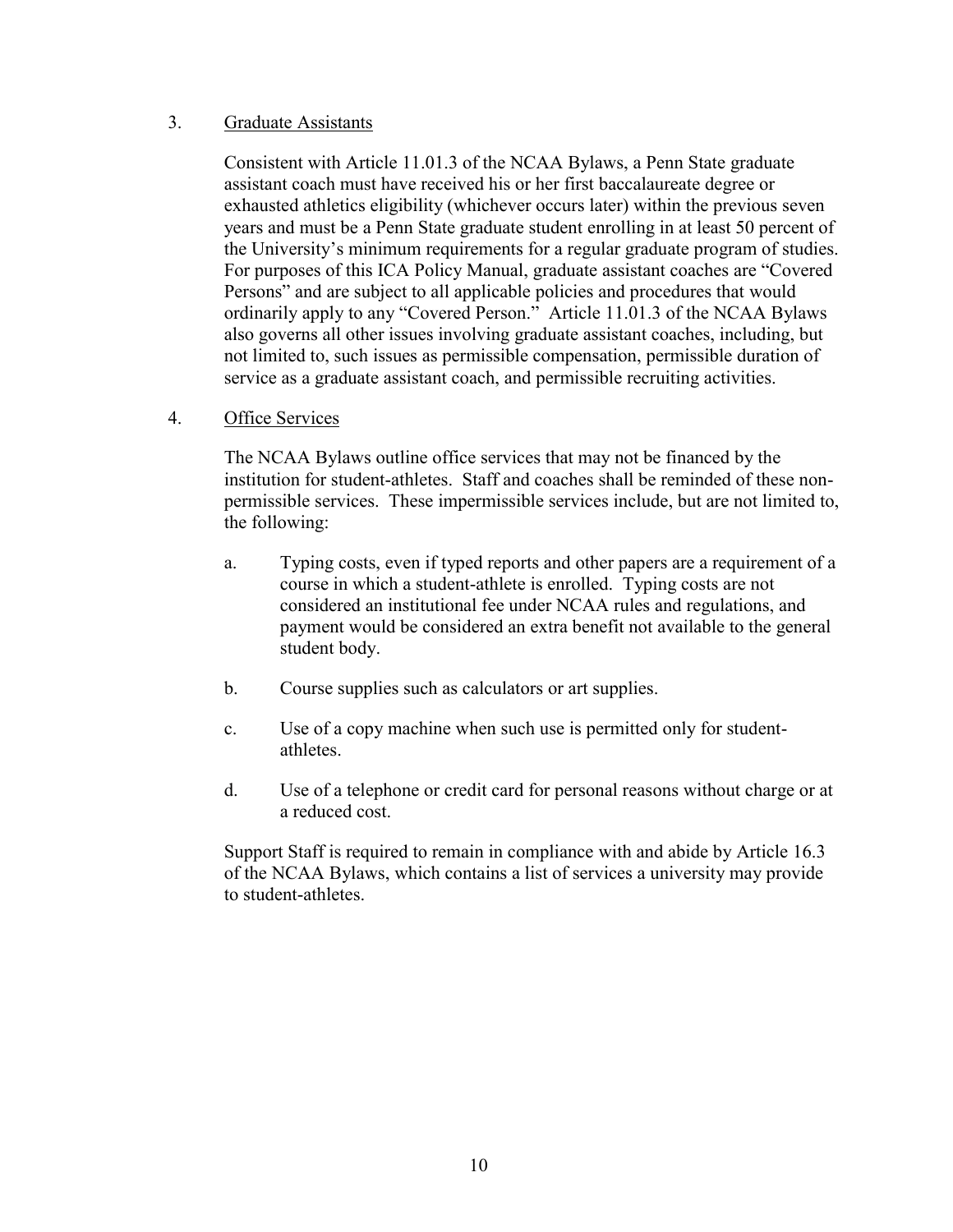3. <u>Graduate Assistants</u>

   Consistent with Article 11.01.3 of the NCAA Bylaws, a Penn State graduate assistant coach must have received his or her first baccalaureate degree or exhausted athletics eligibility (whichever occurs later) within the previous seven years and must be a Penn State graduate student enrolling in at least 50 percent of the University's minimum requirements for a regular graduate program of studies. For purposes of this ICA Policy Manual, graduate assistant coaches are "Covered Persons" and are subject to all applicable policies and procedures that would ordinarily apply to any "Covered Person." Article 11.01.3 of the NCAA Bylaws also governs all other issues involving graduate assistant coaches, including, but not limited to, such issues as permissible compensation, permissible duration of service as a graduate assistant coach, and permissible recruiting activities.

4. <u>Office Services</u>

   The NCAA Bylaws outline office services that may not be financed by the institution for student-athletes. Staff and coaches shall be reminded of these non-permissible services. These impermissible services include, but are not limited to, the following:

   a. Typing costs, even if typed reports and other papers are a requirement of a course in which a student-athlete is enrolled. Typing costs are not considered an institutional fee under NCAA rules and regulations, and payment would be considered an extra benefit not available to the general student body.

   b. Course supplies such as calculators or art supplies.

   c. Use of a copy machine when such use is permitted only for student-athletes.

   d. Use of a telephone or credit card for personal reasons without charge or at a reduced cost.

   Support Staff is required to remain in compliance with and abide by Article 16.3 of the NCAA Bylaws, which contains a list of services a university may provide to student-athletes.